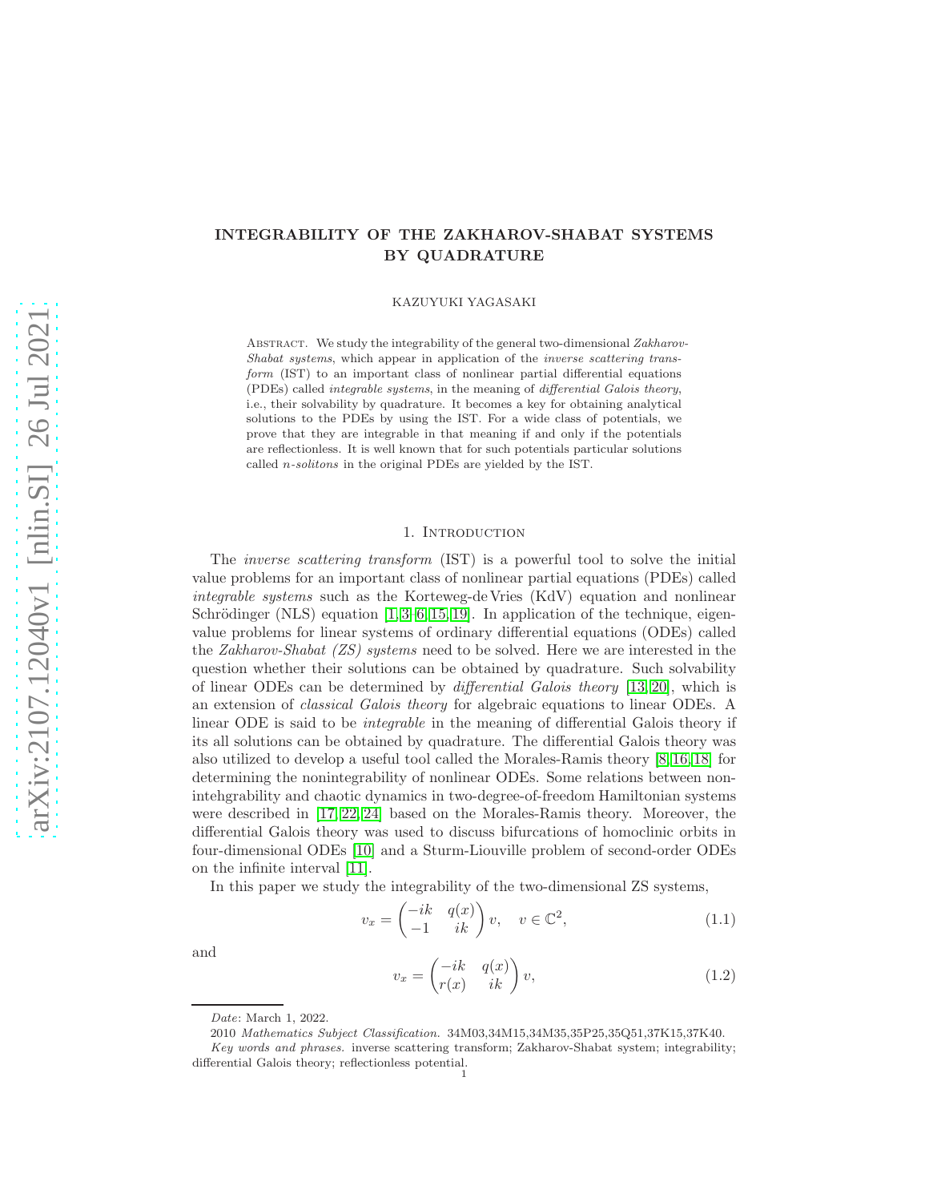# INTEGRABILITY OF THE ZAKHAROV-SHABAT SYSTEMS BY QUADRATURE

KAZUYUKI YAGASAKI

Abstract. We study the integrability of the general two-dimensional *Zakharov-Shabat systems*, which appear in application of the *inverse scattering transform* (IST) to an important class of nonlinear partial differential equations (PDEs) called *integrable systems*, in the meaning of *differential Galois theory*, i.e., their solvability by quadrature. It becomes a key for obtaining analytical solutions to the PDEs by using the IST. For a wide class of potentials, we prove that they are integrable in that meaning if and only if the potentials are reflectionless. It is well known that for such potentials particular solutions called *n-solitons* in the original PDEs are yielded by the IST.

## 1. Introduction

The *inverse scattering transform* (IST) is a powerful tool to solve the initial value problems for an important class of nonlinear partial equations (PDEs) called *integrable systems* such as the Korteweg-de Vries (KdV) equation and nonlinear Schrödinger (NLS) equation [1, 3–6, 15, 19]. In application of the technique, eigenvalue problems for linear systems of ordinary differential equations (ODEs) called the *Zakharov-Shabat (ZS) systems* need to be solved. Here we are interested in the question whether their solutions can be obtained by quadrature. Such solvability of linear ODEs can be determined by *differential Galois theory* [13, 20], which is an extension of *classical Galois theory* for algebraic equations to linear ODEs. A linear ODE is said to be *integrable* in the meaning of differential Galois theory if its all solutions can be obtained by quadrature. The differential Galois theory was also utilized to develop a useful tool called the Morales-Ramis theory [8, 16, 18] for determining the nonintegrability of nonlinear ODEs. Some relations between nonintehgrability and chaotic dynamics in two-degree-of-freedom Hamiltonian systems were described in [17, 22, 24] based on the Morales-Ramis theory. Moreover, the differential Galois theory was used to discuss bifurcations of homoclinic orbits in four-dimensional ODEs [10] and a Sturm-Liouville problem of second-order ODEs on the infinite interval [11].

In this paper we study the integrability of the two-dimensional ZS systems,

$$v_x = \begin{pmatrix} -ik & q(x) \\ -1 & ik \end{pmatrix} v, \quad v \in \mathbb{C}^2, \tag{1.1}$$

and

$$v_x = \begin{pmatrix} -ik & q(x) \\ r(x) & ik \end{pmatrix} v, \tag{1.2}$$

*Date*: March 1, 2022.

2010 *Mathematics Subject Classification.* 34M03,34M15,34M35,35P25,35Q51,37K15,37K40.

*Key words and phrases.* inverse scattering transform; Zakharov-Shabat system; integrability; differential Galois theory; reflectionless potential.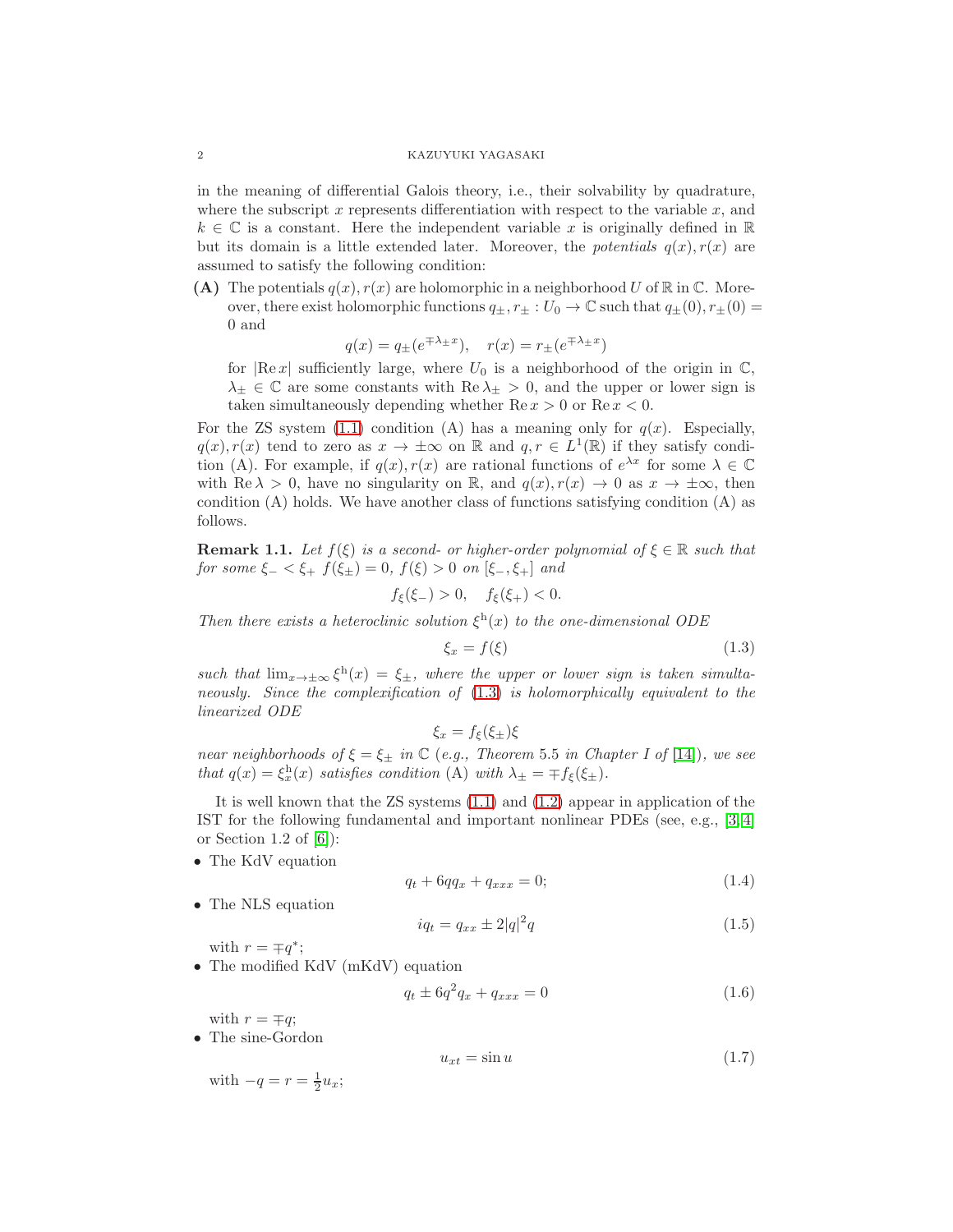in the meaning of differential Galois theory, i.e., their solvability by quadrature, where the subscript $x$ represents differentiation with respect to the variable $x$, and $k \in \mathbb{C}$ is a constant. Here the independent variable $x$ is originally defined in $\mathbb{R}$ but its domain is a little extended later. Moreover, the *potentials* $q(x), r(x)$ are assumed to satisfy the following condition:

**(A)** The potentials $q(x), r(x)$ are holomorphic in a neighborhood $U$ of $\mathbb{R}$ in $\mathbb{C}$. Moreover, there exist holomorphic functions $q_\pm, r_\pm : U_0 \to \mathbb{C}$ such that $q_\pm(0), r_\pm(0) = 0$ and

$$q(x) = q_\pm(e^{\mp\lambda_\pm x}), \quad r(x) = r_\pm(e^{\mp\lambda_\pm x})$$

for $|\mathrm{Re}\, x|$ sufficiently large, where $U_0$ is a neighborhood of the origin in $\mathbb{C}$, $\lambda_\pm \in \mathbb{C}$ are some constants with $\mathrm{Re}\, \lambda_\pm > 0$, and the upper or lower sign is taken simultaneously depending whether $\mathrm{Re}\, x > 0$ or $\mathrm{Re}\, x < 0$.

For the ZS system (1.1) condition (A) has a meaning only for $q(x)$. Especially, $q(x), r(x)$ tend to zero as $x \to \pm\infty$ on $\mathbb{R}$ and $q, r \in L^1(\mathbb{R})$ if they satisfy condition (A). For example, if $q(x), r(x)$ are rational functions of $e^{\lambda x}$ for some $\lambda \in \mathbb{C}$ with $\mathrm{Re}\, \lambda > 0$, have no singularity on $\mathbb{R}$, and $q(x), r(x) \to 0$ as $x \to \pm\infty$, then condition (A) holds. We have another class of functions satisfying condition (A) as follows.

**Remark 1.1.** *Let $f(\xi)$ is a second- or higher-order polynomial of $\xi \in \mathbb{R}$ such that for some $\xi_- < \xi_+$ $f(\xi_\pm) = 0$, $f(\xi) > 0$ on $[\xi_-, \xi_+]$ and*

$$f_\xi(\xi_-) > 0, \quad f_\xi(\xi_+) < 0.$$

*Then there exists a heteroclinic solution $\xi^{\mathrm{h}}(x)$ to the one-dimensional ODE*

$$\xi_x = f(\xi) \tag{1.3}$$

*such that $\lim_{x\to\pm\infty} \xi^{\mathrm{h}}(x) = \xi_\pm$, where the upper or lower sign is taken simultaneously. Since the complexification of (1.3) is holomorphically equivalent to the linearized ODE*

$$\xi_x = f_\xi(\xi_\pm)\xi$$

*near neighborhoods of $\xi = \xi_\pm$ in $\mathbb{C}$ (e.g., Theorem 5.5 in Chapter I of [14]), we see that $q(x) = \xi^{\mathrm{h}}_x(x)$ satisfies condition (A) with $\lambda_\pm = \mp f_\xi(\xi_\pm)$.*

It is well known that the ZS systems (1.1) and (1.2) appear in application of the IST for the following fundamental and important nonlinear PDEs (see, e.g., [3, 4] or Section 1.2 of [6]):

- The KdV equation
$$q_t + 6qq_x + q_{xxx} = 0; \tag{1.4}$$
- The NLS equation
$$iq_t = q_{xx} \pm 2|q|^2 q \tag{1.5}$$
with $r = \mp q^*$;
- The modified KdV (mKdV) equation
$$q_t \pm 6q^2 q_x + q_{xxx} = 0 \tag{1.6}$$
with $r = \mp q$;
- The sine-Gordon
$$u_{xt} = \sin u \tag{1.7}$$
with $-q = r = \frac{1}{2}u_x$;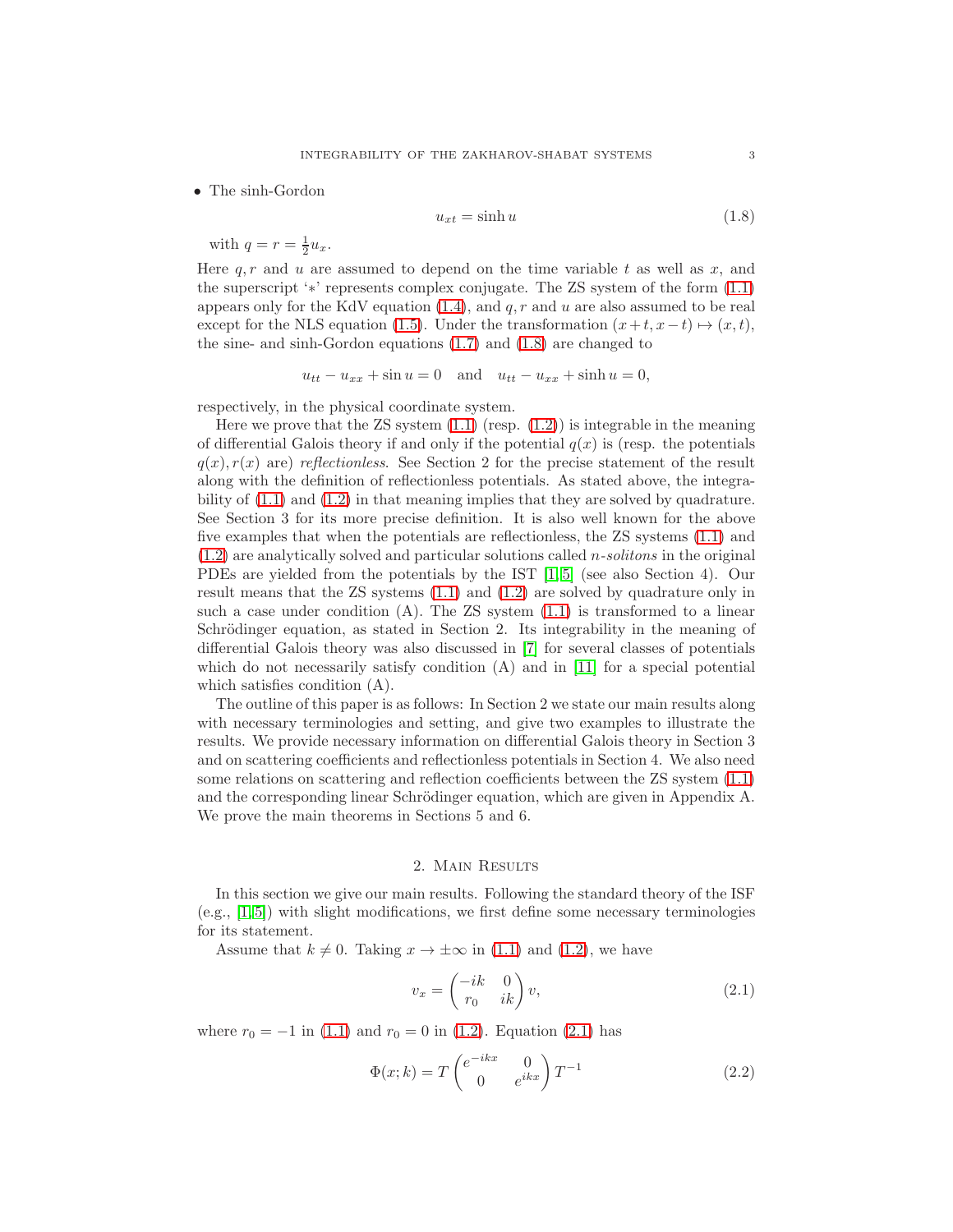- The sinh-Gordon

$$u_{xt} = \sinh u \tag{1.8}$$

with $q = r = \frac{1}{2}u_x$.

Here $q, r$ and $u$ are assumed to depend on the time variable $t$ as well as $x$, and the superscript '$*$' represents complex conjugate. The ZS system of the form (1.1) appears only for the KdV equation (1.4), and $q, r$ and $u$ are also assumed to be real except for the NLS equation (1.5). Under the transformation $(x+t, x-t) \mapsto (x, t)$, the sine- and sinh-Gordon equations (1.7) and (1.8) are changed to

$$u_{tt} - u_{xx} + \sin u = 0 \quad \text{and} \quad u_{tt} - u_{xx} + \sinh u = 0,$$

respectively, in the physical coordinate system.

Here we prove that the ZS system (1.1) (resp. (1.2)) is integrable in the meaning of differential Galois theory if and only if the potential $q(x)$ is (resp. the potentials $q(x), r(x)$ are) *reflectionless*. See Section 2 for the precise statement of the result along with the definition of reflectionless potentials. As stated above, the integrability of (1.1) and (1.2) in that meaning implies that they are solved by quadrature. See Section 3 for its more precise definition. It is also well known for the above five examples that when the potentials are reflectionless, the ZS systems (1.1) and (1.2) are analytically solved and particular solutions called *$n$-solitons* in the original PDEs are yielded from the potentials by the IST [1, 5] (see also Section 4). Our result means that the ZS systems (1.1) and (1.2) are solved by quadrature only in such a case under condition (A). The ZS system (1.1) is transformed to a linear Schrödinger equation, as stated in Section 2. Its integrability in the meaning of differential Galois theory was also discussed in [7] for several classes of potentials which do not necessarily satisfy condition (A) and in [11] for a special potential which satisfies condition (A).

The outline of this paper is as follows: In Section 2 we state our main results along with necessary terminologies and setting, and give two examples to illustrate the results. We provide necessary information on differential Galois theory in Section 3 and on scattering coefficients and reflectionless potentials in Section 4. We also need some relations on scattering and reflection coefficients between the ZS system (1.1) and the corresponding linear Schrödinger equation, which are given in Appendix A. We prove the main theorems in Sections 5 and 6.

## 2. Main Results

In this section we give our main results. Following the standard theory of the ISF (e.g., [1, 5]) with slight modifications, we first define some necessary terminologies for its statement.

Assume that $k \neq 0$. Taking $x \to \pm\infty$ in (1.1) and (1.2), we have

$$v_x = \begin{pmatrix} -ik & 0 \\ r_0 & ik \end{pmatrix} v, \tag{2.1}$$

where $r_0 = -1$ in (1.1) and $r_0 = 0$ in (1.2). Equation (2.1) has

$$\Phi(x; k) = T \begin{pmatrix} e^{-ikx} & 0 \\ 0 & e^{ikx} \end{pmatrix} T^{-1} \tag{2.2}$$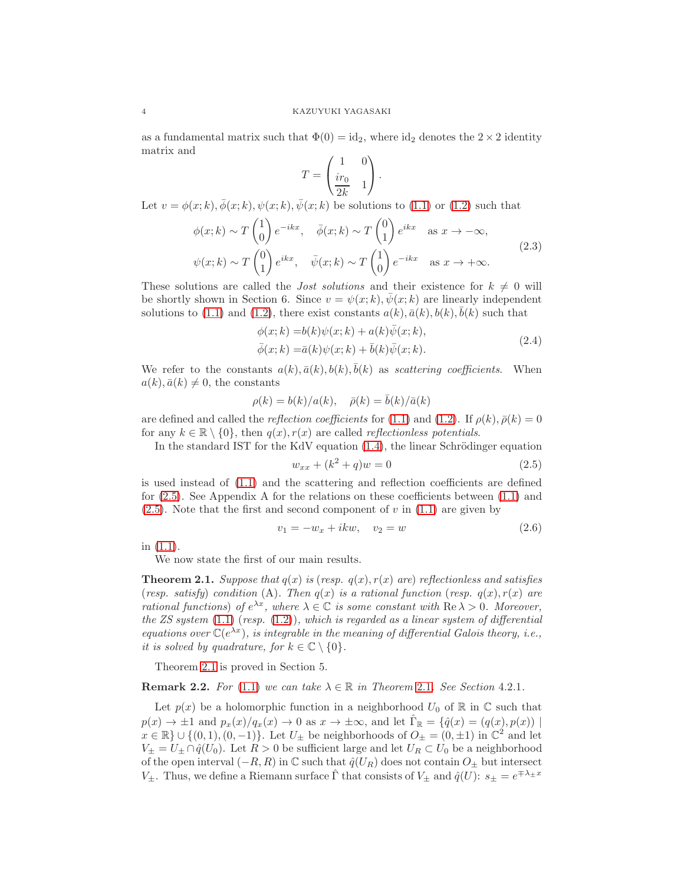as a fundamental matrix such that $\Phi(0) = \mathrm{id}_2$, where $\mathrm{id}_2$ denotes the $2\times 2$ identity matrix and

$$T = \begin{pmatrix} 1 & 0 \\ \dfrac{ir_0}{2k} & 1 \end{pmatrix}.$$

Let $v = \phi(x;k), \bar\phi(x;k), \psi(x;k), \bar\psi(x;k)$ be solutions to (1.1) or (1.2) such that

$$\begin{aligned} \phi(x;k) &\sim T\begin{pmatrix}1\\0\end{pmatrix}e^{-ikx}, \quad \bar\phi(x;k) \sim T\begin{pmatrix}0\\1\end{pmatrix}e^{ikx} \quad \text{as } x\to-\infty, \\ \psi(x;k) &\sim T\begin{pmatrix}0\\1\end{pmatrix}e^{ikx}, \quad \bar\psi(x;k) \sim T\begin{pmatrix}1\\0\end{pmatrix}e^{-ikx} \quad \text{as } x\to+\infty. \end{aligned} \tag{2.3}$$

These solutions are called the *Jost solutions* and their existence for $k\neq 0$ will be shortly shown in Section 6. Since $v = \psi(x;k), \bar\psi(x;k)$ are linearly independent solutions to (1.1) and (1.2), there exist constants $a(k), \bar a(k), b(k), \bar b(k)$ such that

$$\begin{aligned} \phi(x;k) &= b(k)\psi(x;k) + a(k)\bar\psi(x;k), \\ \bar\phi(x;k) &= \bar a(k)\psi(x;k) + \bar b(k)\bar\psi(x;k). \end{aligned} \tag{2.4}$$

We refer to the constants $a(k), \bar a(k), b(k), \bar b(k)$ as *scattering coefficients*. When $a(k), \bar a(k) \neq 0$, the constants

$$\rho(k) = b(k)/a(k), \quad \bar\rho(k) = \bar b(k)/\bar a(k)$$

are defined and called the *reflection coefficients* for (1.1) and (1.2). If $\rho(k), \bar\rho(k) = 0$ for any $k\in\mathbb{R}\setminus\{0\}$, then $q(x), r(x)$ are called *reflectionless potentials*.

In the standard IST for the KdV equation (1.4), the linear Schrödinger equation

$$w_{xx} + (k^2 + q)w = 0 \tag{2.5}$$

is used instead of (1.1) and the scattering and reflection coefficients are defined for (2.5). See Appendix A for the relations on these coefficients between (1.1) and (2.5). Note that the first and second component of $v$ in (1.1) are given by

$$v_1 = -w_x + ikw, \quad v_2 = w \tag{2.6}$$

in (1.1).

We now state the first of our main results.

**Theorem 2.1.** *Suppose that $q(x)$ is (resp. $q(x), r(x)$ are) reflectionless and satisfies (resp. satisfy) condition* (A)*. Then $q(x)$ is a rational function (resp. $q(x), r(x)$ are rational functions) of $e^{\lambda x}$, where $\lambda\in\mathbb{C}$ is some constant with $\operatorname{Re}\lambda > 0$. Moreover, the ZS system* (1.1) *(resp.* (1.2)*), which is regarded as a linear system of differential equations over $\mathbb{C}(e^{\lambda x})$, is integrable in the meaning of differential Galois theory, i.e., it is solved by quadrature, for $k\in\mathbb{C}\setminus\{0\}$.*

Theorem 2.1 is proved in Section 5.

**Remark 2.2.** *For* (1.1) *we can take $\lambda\in\mathbb{R}$ in Theorem 2.1. See Section* 4.2.1*.*

Let $p(x)$ be a holomorphic function in a neighborhood $U_0$ of $\mathbb{R}$ in $\mathbb{C}$ such that $p(x)\to\pm 1$ and $p_x(x)/q_x(x)\to 0$ as $x\to\pm\infty$, and let $\hat\Gamma_{\mathbb{R}} = \{\hat q(x) = (q(x), p(x)) \mid x\in\mathbb{R}\}\cup\{(0,1),(0,-1)\}$. Let $U_\pm$ be neighborhoods of $O_\pm = (0,\pm 1)$ in $\mathbb{C}^2$ and let $V_\pm = U_\pm\cap\hat q(U_0)$. Let $R>0$ be sufficient large and let $U_R\subset U_0$ be a neighborhood of the open interval $(-R,R)$ in $\mathbb{C}$ such that $\hat q(U_R)$ does not contain $O_\pm$ but intersect $V_\pm$. Thus, we define a Riemann surface $\hat\Gamma$ that consists of $V_\pm$ and $\hat q(U)$: $s_\pm = e^{\mp\lambda_\pm x}$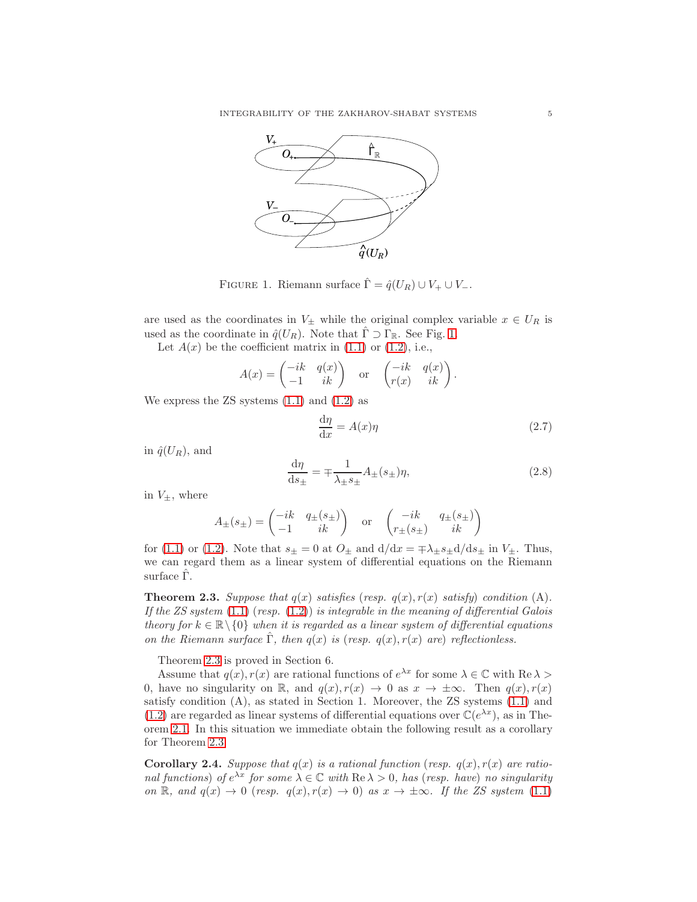FIGURE 1. Riemann surface $\hat{\Gamma} = \hat{q}(U_R) \cup V_+ \cup V_-$.

are used as the coordinates in $V_\pm$ while the original complex variable $x \in U_R$ is used as the coordinate in $\hat{q}(U_R)$. Note that $\hat{\Gamma} \supset \Gamma_\mathbb{R}$. See Fig. 1.

Let $A(x)$ be the coefficient matrix in (1.1) or (1.2), i.e.,

$$A(x) = \begin{pmatrix} -ik & q(x) \\ -1 & ik \end{pmatrix} \quad \text{or} \quad \begin{pmatrix} -ik & q(x) \\ r(x) & ik \end{pmatrix}.$$

We express the ZS systems (1.1) and (1.2) as

$$\frac{\mathrm{d}\eta}{\mathrm{d}x} = A(x)\eta \tag{2.7}$$

in $\hat{q}(U_R)$, and

$$\frac{\mathrm{d}\eta}{\mathrm{d}s_\pm} = \mp \frac{1}{\lambda_\pm s_\pm} A_\pm(s_\pm)\eta, \tag{2.8}$$

in $V_\pm$, where

$$A_\pm(s_\pm) = \begin{pmatrix} -ik & q_\pm(s_\pm) \\ -1 & ik \end{pmatrix} \quad \text{or} \quad \begin{pmatrix} -ik & q_\pm(s_\pm) \\ r_\pm(s_\pm) & ik \end{pmatrix}$$

for (1.1) or (1.2). Note that $s_\pm = 0$ at $O_\pm$ and $\mathrm{d}/\mathrm{d}x = \mp\lambda_\pm s_\pm \mathrm{d}/\mathrm{d}s_\pm$ in $V_\pm$. Thus, we can regard them as a linear system of differential equations on the Riemann surface $\hat{\Gamma}$.

**Theorem 2.3.** *Suppose that $q(x)$ satisfies (resp. $q(x), r(x)$ satisfy) condition (A). If the ZS system (1.1) (resp. (1.2)) is integrable in the meaning of differential Galois theory for $k \in \mathbb{R}\setminus\{0\}$ when it is regarded as a linear system of differential equations on the Riemann surface $\hat{\Gamma}$, then $q(x)$ is (resp. $q(x), r(x)$ are) reflectionless.*

Theorem 2.3 is proved in Section 6.

Assume that $q(x), r(x)$ are rational functions of $e^{\lambda x}$ for some $\lambda \in \mathbb{C}$ with $\operatorname{Re}\lambda > 0$, have no singularity on $\mathbb{R}$, and $q(x), r(x) \to 0$ as $x \to \pm\infty$. Then $q(x), r(x)$ satisfy condition (A), as stated in Section 1. Moreover, the ZS systems (1.1) and (1.2) are regarded as linear systems of differential equations over $\mathbb{C}(e^{\lambda x})$, as in Theorem 2.1. In this situation we immediate obtain the following result as a corollary for Theorem 2.3.

**Corollary 2.4.** *Suppose that $q(x)$ is a rational function (resp. $q(x), r(x)$ are rational functions) of $e^{\lambda x}$ for some $\lambda \in \mathbb{C}$ with $\operatorname{Re}\lambda > 0$, has (resp. have) no singularity on $\mathbb{R}$, and $q(x) \to 0$ (resp. $q(x), r(x) \to 0$) as $x \to \pm\infty$. If the ZS system (1.1)*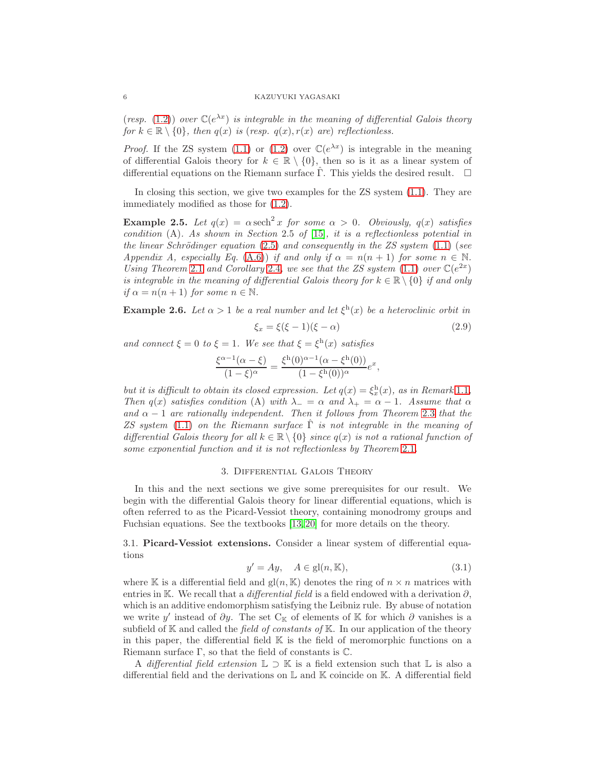(*resp.* (1.2)) *over* $\mathbb{C}(e^{\lambda x})$ *is integrable in the meaning of differential Galois theory for* $k \in \mathbb{R} \setminus \{0\}$, *then* $q(x)$ *is (resp.* $q(x), r(x)$ *are) reflectionless.*

*Proof.* If the ZS system (1.1) or (1.2) over $\mathbb{C}(e^{\lambda x})$ is integrable in the meaning of differential Galois theory for $k \in \mathbb{R} \setminus \{0\}$, then so is it as a linear system of differential equations on the Riemann surface $\hat{\Gamma}$. This yields the desired result. $\square$

In closing this section, we give two examples for the ZS system (1.1). They are immediately modified as those for (1.2).

**Example 2.5.** *Let* $q(x) = \alpha \operatorname{sech}^2 x$ *for some* $\alpha > 0$. *Obviously,* $q(x)$ *satisfies condition* (A). *As shown in Section* 2.5 *of* [15], *it is a reflectionless potential in the linear Schrödinger equation* (2.5) *and consequently in the ZS system* (1.1) *(see Appendix A, especially Eq.* (A.6)*) if and only if* $\alpha = n(n+1)$ *for some* $n \in \mathbb{N}$. *Using Theorem* 2.1 *and Corollary* 2.4*, we see that the ZS system* (1.1) *over* $\mathbb{C}(e^{2x})$ *is integrable in the meaning of differential Galois theory for* $k \in \mathbb{R} \setminus \{0\}$ *if and only if* $\alpha = n(n+1)$ *for some* $n \in \mathbb{N}$.

**Example 2.6.** *Let* $\alpha > 1$ *be a real number and let* $\xi^{\mathrm{h}}(x)$ *be a heteroclinic orbit in*

$$\xi_x = \xi(\xi - 1)(\xi - \alpha) \tag{2.9}$$

*and connect* $\xi = 0$ *to* $\xi = 1$. *We see that* $\xi = \xi^{\mathrm{h}}(x)$ *satisfies*

$$\frac{\xi^{\alpha-1}(\alpha - \xi)}{(1-\xi)^{\alpha}} = \frac{\xi^{\mathrm{h}}(0)^{\alpha-1}(\alpha - \xi^{\mathrm{h}}(0))}{(1-\xi^{\mathrm{h}}(0))^{\alpha}} e^{x},$$

*but it is difficult to obtain its closed expression. Let* $q(x) = \xi^{\mathrm{h}}_x(x)$*, as in Remark* 1.1. *Then* $q(x)$ *satisfies condition* (A) *with* $\lambda_- = \alpha$ *and* $\lambda_+ = \alpha - 1$. *Assume that* $\alpha$ *and* $\alpha - 1$ *are rationally independent. Then it follows from Theorem* 2.3 *that the ZS system* (1.1) *on the Riemann surface* $\hat{\Gamma}$ *is not integrable in the meaning of differential Galois theory for all* $k \in \mathbb{R} \setminus \{0\}$ *since* $q(x)$ *is not a rational function of some exponential function and it is not reflectionless by Theorem* 2.1.

## 3. Differential Galois Theory

In this and the next sections we give some prerequisites for our result. We begin with the differential Galois theory for linear differential equations, which is often referred to as the Picard-Vessiot theory, containing monodromy groups and Fuchsian equations. See the textbooks [13, 20] for more details on the theory.

### 3.1. Picard-Vessiot extensions.

Consider a linear system of differential equations

$$y' = Ay, \quad A \in \mathrm{gl}(n, \mathbb{K}), \tag{3.1}$$

where $\mathbb{K}$ is a differential field and $\mathrm{gl}(n, \mathbb{K})$ denotes the ring of $n \times n$ matrices with entries in $\mathbb{K}$. We recall that a *differential field* is a field endowed with a derivation $\partial$, which is an additive endomorphism satisfying the Leibniz rule. By abuse of notation we write $y'$ instead of $\partial y$. The set $\mathrm{C}_{\mathbb{K}}$ of elements of $\mathbb{K}$ for which $\partial$ vanishes is a subfield of $\mathbb{K}$ and called the *field of constants of* $\mathbb{K}$. In our application of the theory in this paper, the differential field $\mathbb{K}$ is the field of meromorphic functions on a Riemann surface $\Gamma$, so that the field of constants is $\mathbb{C}$.

A *differential field extension* $\mathbb{L} \supset \mathbb{K}$ is a field extension such that $\mathbb{L}$ is also a differential field and the derivations on $\mathbb{L}$ and $\mathbb{K}$ coincide on $\mathbb{K}$. A differential field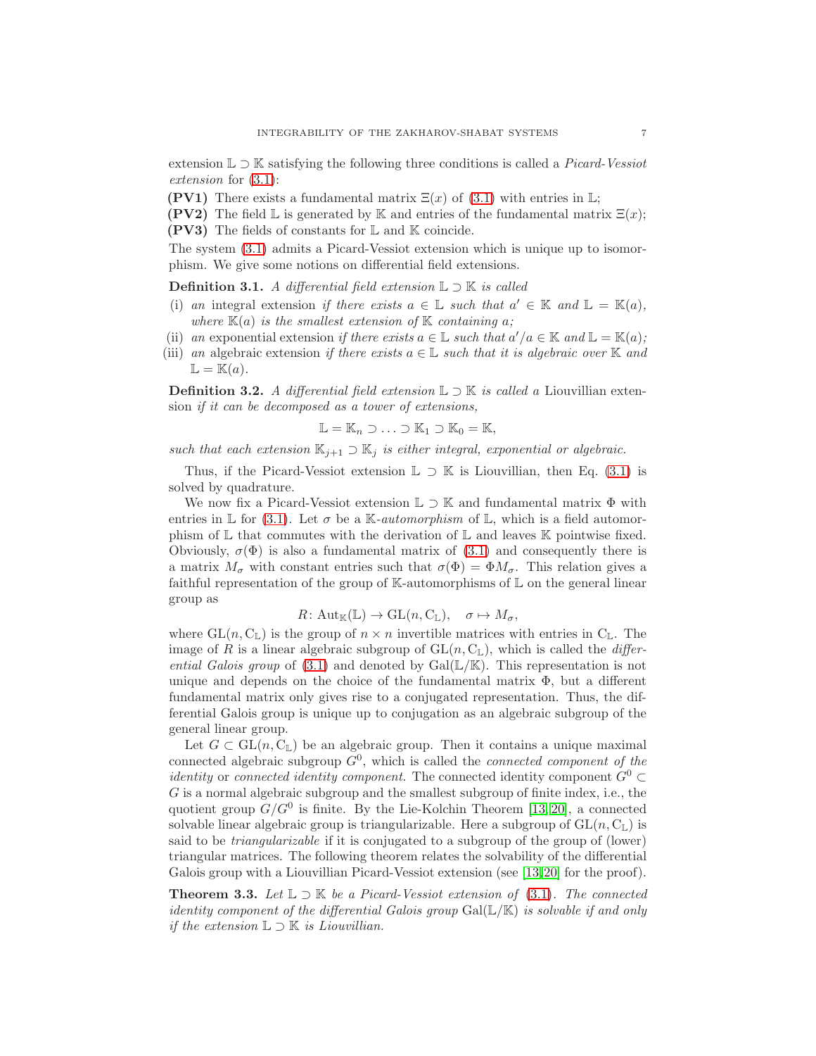extension $\mathbb{L} \supset \mathbb{K}$ satisfying the following three conditions is called a *Picard-Vessiot extension* for (3.1):

**(PV1)** There exists a fundamental matrix $\Xi(x)$ of (3.1) with entries in $\mathbb{L}$;
**(PV2)** The field $\mathbb{L}$ is generated by $\mathbb{K}$ and entries of the fundamental matrix $\Xi(x)$;
**(PV3)** The fields of constants for $\mathbb{L}$ and $\mathbb{K}$ coincide.

The system (3.1) admits a Picard-Vessiot extension which is unique up to isomorphism. We give some notions on differential field extensions.

**Definition 3.1.** *A differential field extension $\mathbb{L} \supset \mathbb{K}$ is called*

(i) *an* integral extension *if there exists $a \in \mathbb{L}$ such that $a' \in \mathbb{K}$ and $\mathbb{L} = \mathbb{K}(a)$, where $\mathbb{K}(a)$ is the smallest extension of $\mathbb{K}$ containing $a$;*
(ii) *an* exponential extension *if there exists $a \in \mathbb{L}$ such that $a'/a \in \mathbb{K}$ and $\mathbb{L} = \mathbb{K}(a)$;*
(iii) *an* algebraic extension *if there exists $a \in \mathbb{L}$ such that it is algebraic over $\mathbb{K}$ and $\mathbb{L} = \mathbb{K}(a)$.*

**Definition 3.2.** *A differential field extension $\mathbb{L} \supset \mathbb{K}$ is called a* Liouvillian extension *if it can be decomposed as a tower of extensions,*

$$\mathbb{L} = \mathbb{K}_n \supset \ldots \supset \mathbb{K}_1 \supset \mathbb{K}_0 = \mathbb{K},$$

*such that each extension $\mathbb{K}_{j+1} \supset \mathbb{K}_j$ is either integral, exponential or algebraic.*

Thus, if the Picard-Vessiot extension $\mathbb{L} \supset \mathbb{K}$ is Liouvillian, then Eq. (3.1) is solved by quadrature.

We now fix a Picard-Vessiot extension $\mathbb{L} \supset \mathbb{K}$ and fundamental matrix $\Phi$ with entries in $\mathbb{L}$ for (3.1). Let $\sigma$ be a $\mathbb{K}$-*automorphism* of $\mathbb{L}$, which is a field automorphism of $\mathbb{L}$ that commutes with the derivation of $\mathbb{L}$ and leaves $\mathbb{K}$ pointwise fixed. Obviously, $\sigma(\Phi)$ is also a fundamental matrix of (3.1) and consequently there is a matrix $M_\sigma$ with constant entries such that $\sigma(\Phi) = \Phi M_\sigma$. This relation gives a faithful representation of the group of $\mathbb{K}$-automorphisms of $\mathbb{L}$ on the general linear group as

$$R\colon \mathrm{Aut}_{\mathbb{K}}(\mathbb{L}) \to \mathrm{GL}(n, \mathrm{C}_{\mathbb{L}}), \quad \sigma \mapsto M_\sigma,$$

where $\mathrm{GL}(n, \mathrm{C}_{\mathbb{L}})$ is the group of $n \times n$ invertible matrices with entries in $\mathrm{C}_{\mathbb{L}}$. The image of $R$ is a linear algebraic subgroup of $\mathrm{GL}(n, \mathrm{C}_{\mathbb{L}})$, which is called the *differential Galois group* of (3.1) and denoted by $\mathrm{Gal}(\mathbb{L}/\mathbb{K})$. This representation is not unique and depends on the choice of the fundamental matrix $\Phi$, but a different fundamental matrix only gives rise to a conjugated representation. Thus, the differential Galois group is unique up to conjugation as an algebraic subgroup of the general linear group.

Let $G \subset \mathrm{GL}(n, \mathrm{C}_{\mathbb{L}})$ be an algebraic group. Then it contains a unique maximal connected algebraic subgroup $G^0$, which is called the *connected component of the identity* or *connected identity component*. The connected identity component $G^0 \subset G$ is a normal algebraic subgroup and the smallest subgroup of finite index, i.e., the quotient group $G/G^0$ is finite. By the Lie-Kolchin Theorem [13, 20], a connected solvable linear algebraic group is triangularizable. Here a subgroup of $\mathrm{GL}(n, \mathrm{C}_{\mathbb{L}})$ is said to be *triangularizable* if it is conjugated to a subgroup of the group of (lower) triangular matrices. The following theorem relates the solvability of the differential Galois group with a Liouvillian Picard-Vessiot extension (see [13, 20] for the proof).

**Theorem 3.3.** *Let $\mathbb{L} \supset \mathbb{K}$ be a Picard-Vessiot extension of (3.1). The connected identity component of the differential Galois group $\mathrm{Gal}(\mathbb{L}/\mathbb{K})$ is solvable if and only if the extension $\mathbb{L} \supset \mathbb{K}$ is Liouvillian.*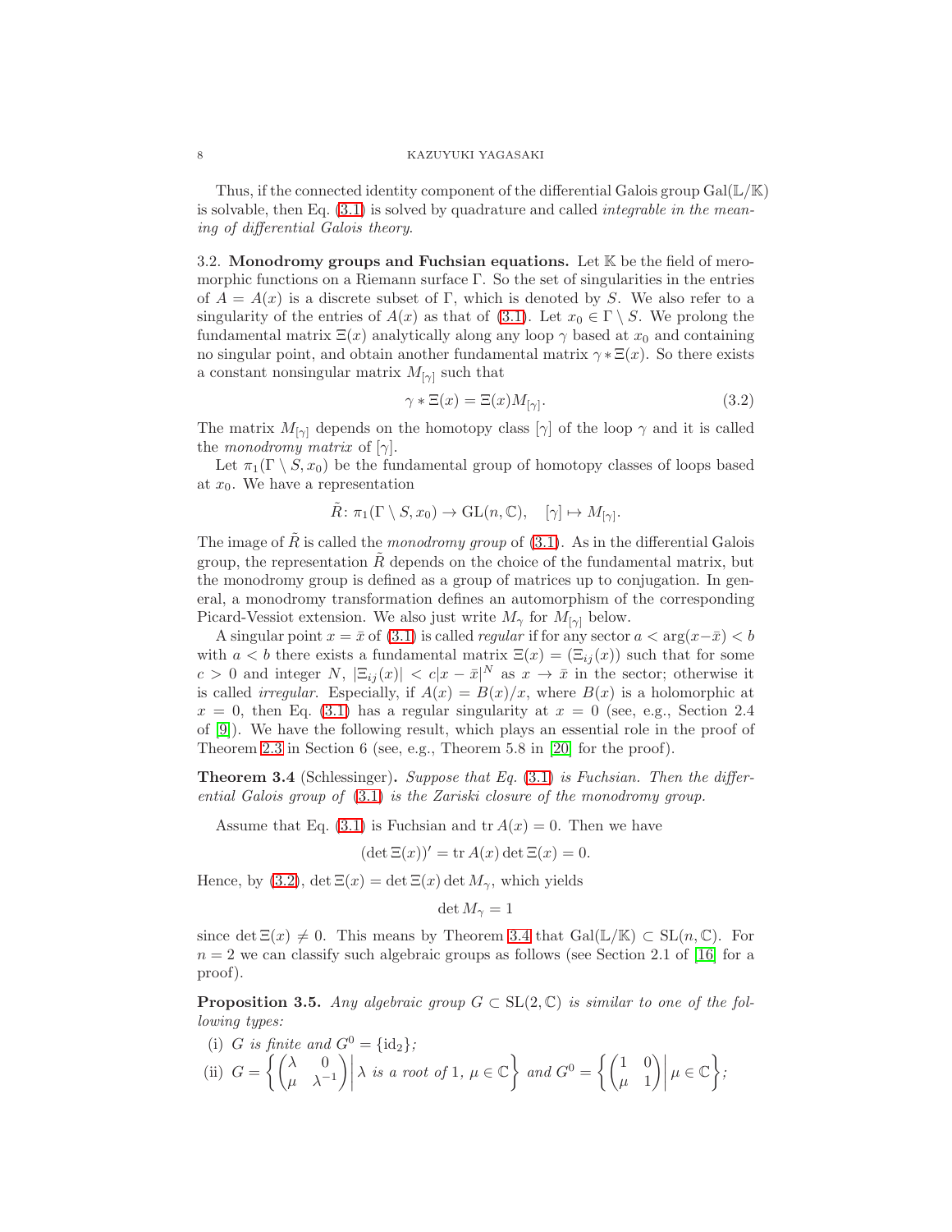Thus, if the connected identity component of the differential Galois group $\mathrm{Gal}(\mathbb{L}/\mathbb{K})$ is solvable, then Eq. (3.1) is solved by quadrature and called *integrable in the meaning of differential Galois theory*.

### 3.2. Monodromy groups and Fuchsian equations.

Let $\mathbb{K}$ be the field of meromorphic functions on a Riemann surface $\Gamma$. So the set of singularities in the entries of $A = A(x)$ is a discrete subset of $\Gamma$, which is denoted by $S$. We also refer to a singularity of the entries of $A(x)$ as that of (3.1). Let $x_0 \in \Gamma \setminus S$. We prolong the fundamental matrix $\Xi(x)$ analytically along any loop $\gamma$ based at $x_0$ and containing no singular point, and obtain another fundamental matrix $\gamma * \Xi(x)$. So there exists a constant nonsingular matrix $M_{[\gamma]}$ such that

$$\gamma * \Xi(x) = \Xi(x) M_{[\gamma]}. \tag{3.2}$$

The matrix $M_{[\gamma]}$ depends on the homotopy class $[\gamma]$ of the loop $\gamma$ and it is called the *monodromy matrix* of $[\gamma]$.

Let $\pi_1(\Gamma \setminus S, x_0)$ be the fundamental group of homotopy classes of loops based at $x_0$. We have a representation

$$\tilde{R} \colon \pi_1(\Gamma \setminus S, x_0) \to \mathrm{GL}(n, \mathbb{C}), \quad [\gamma] \mapsto M_{[\gamma]}.$$

The image of $\tilde{R}$ is called the *monodromy group* of (3.1). As in the differential Galois group, the representation $\tilde{R}$ depends on the choice of the fundamental matrix, but the monodromy group is defined as a group of matrices up to conjugation. In general, a monodromy transformation defines an automorphism of the corresponding Picard-Vessiot extension. We also just write $M_\gamma$ for $M_{[\gamma]}$ below.

A singular point $x = \bar{x}$ of (3.1) is called *regular* if for any sector $a < \arg(x - \bar{x}) < b$ with $a < b$ there exists a fundamental matrix $\Xi(x) = (\Xi_{ij}(x))$ such that for some $c > 0$ and integer $N$, $|\Xi_{ij}(x)| < c|x - \bar{x}|^N$ as $x \to \bar{x}$ in the sector; otherwise it is called *irregular*. Especially, if $A(x) = B(x)/x$, where $B(x)$ is a holomorphic at $x = 0$, then Eq. (3.1) has a regular singularity at $x = 0$ (see, e.g., Section 2.4 of [9]). We have the following result, which plays an essential role in the proof of Theorem 2.3 in Section 6 (see, e.g., Theorem 5.8 in [20] for the proof).

**Theorem 3.4** (Schlessinger)**.** *Suppose that Eq.* (3.1) *is Fuchsian. Then the differential Galois group of* (3.1) *is the Zariski closure of the monodromy group.*

Assume that Eq. (3.1) is Fuchsian and $\operatorname{tr} A(x) = 0$. Then we have

$$(\det \Xi(x))' = \operatorname{tr} A(x) \det \Xi(x) = 0.$$

Hence, by (3.2), $\det \Xi(x) = \det \Xi(x) \det M_\gamma$, which yields

$$\det M_\gamma = 1$$

since $\det \Xi(x) \neq 0$. This means by Theorem 3.4 that $\mathrm{Gal}(\mathbb{L}/\mathbb{K}) \subset \mathrm{SL}(n, \mathbb{C})$. For $n = 2$ we can classify such algebraic groups as follows (see Section 2.1 of [16] for a proof).

**Proposition 3.5.** *Any algebraic group $G \subset \mathrm{SL}(2, \mathbb{C})$ is similar to one of the following types:*

(i) *$G$ is finite and $G^0 = \{\mathrm{id}_2\}$;*

(ii) $G = \left\{ \begin{pmatrix} \lambda & 0 \\ \mu & \lambda^{-1} \end{pmatrix} \middle| \, \lambda \text{ is a root of } 1,\ \mu \in \mathbb{C} \right\}$ *and* $G^0 = \left\{ \begin{pmatrix} 1 & 0 \\ \mu & 1 \end{pmatrix} \middle| \, \mu \in \mathbb{C} \right\}$*;*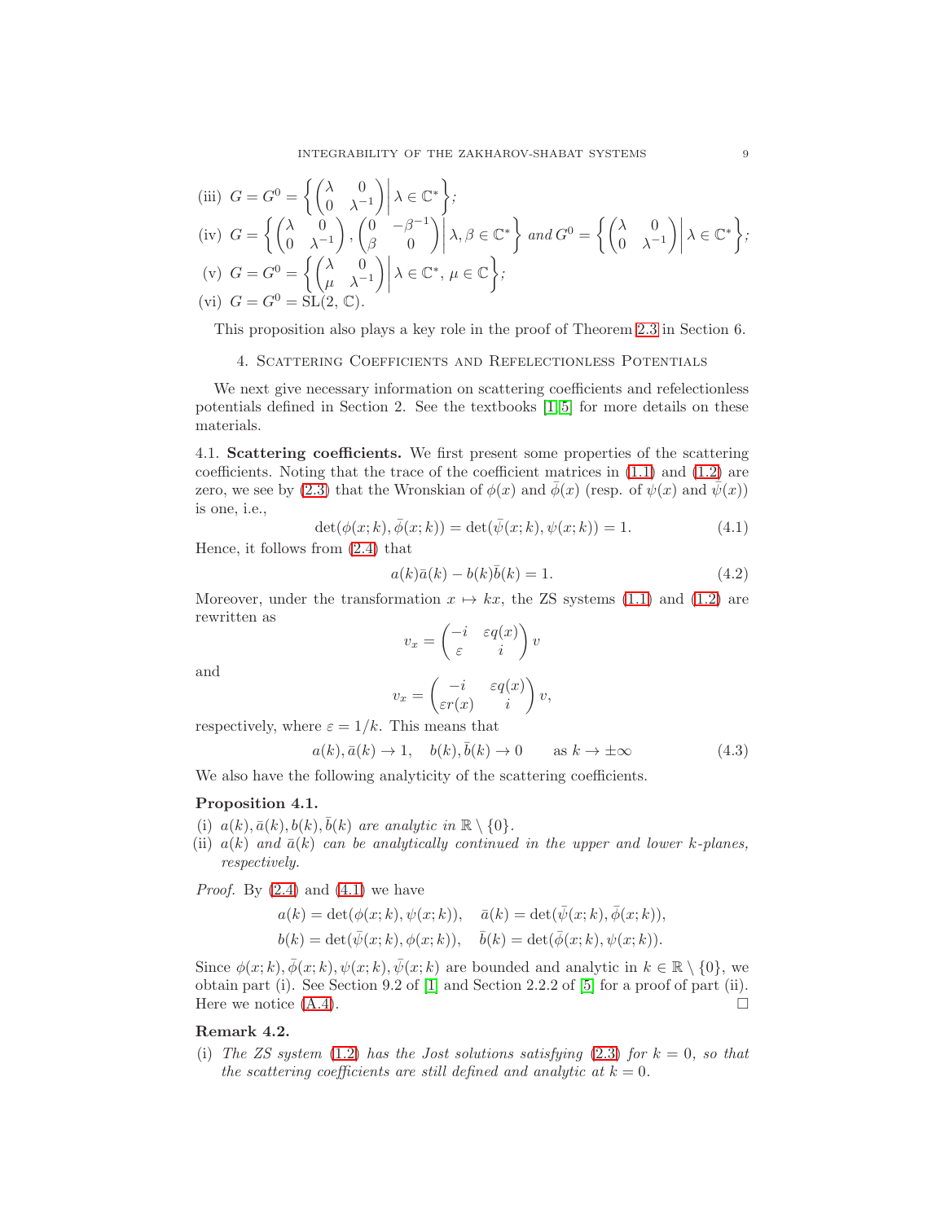(iii) $G = G^0 = \left\{ \begin{pmatrix} \lambda & 0 \\ 0 & \lambda^{-1} \end{pmatrix} \middle| \lambda \in \mathbb{C}^* \right\}$;

(iv) $G = \left\{ \begin{pmatrix} \lambda & 0 \\ 0 & \lambda^{-1} \end{pmatrix}, \begin{pmatrix} 0 & -\beta^{-1} \\ \beta & 0 \end{pmatrix} \middle| \lambda, \beta \in \mathbb{C}^* \right\}$ *and* $G^0 = \left\{ \begin{pmatrix} \lambda & 0 \\ 0 & \lambda^{-1} \end{pmatrix} \middle| \lambda \in \mathbb{C}^* \right\}$;

(v) $G = G^0 = \left\{ \begin{pmatrix} \lambda & 0 \\ \mu & \lambda^{-1} \end{pmatrix} \middle| \lambda \in \mathbb{C}^*, \mu \in \mathbb{C} \right\}$;

(vi) $G = G^0 = \mathrm{SL}(2, \mathbb{C})$.

This proposition also plays a key role in the proof of Theorem 2.3 in Section 6.

## 4. Scattering Coefficients and Refelectionless Potentials

We next give necessary information on scattering coefficients and refelectionless potentials defined in Section 2. See the textbooks [1, 5] for more details on these materials.

**4.1. Scattering coefficients.** We first present some properties of the scattering coefficients. Noting that the trace of the coefficient matrices in (1.1) and (1.2) are zero, we see by (2.3) that the Wronskian of $\phi(x)$ and $\bar{\phi}(x)$ (resp. of $\psi(x)$ and $\bar{\psi}(x)$) is one, i.e.,

$$\det(\phi(x;k), \bar{\phi}(x;k)) = \det(\bar{\psi}(x;k), \psi(x;k)) = 1. \tag{4.1}$$

Hence, it follows from (2.4) that

$$a(k)\bar{a}(k) - b(k)\bar{b}(k) = 1. \tag{4.2}$$

Moreover, under the transformation $x \mapsto kx$, the ZS systems (1.1) and (1.2) are rewritten as

$$v_x = \begin{pmatrix} -i & \varepsilon q(x) \\ \varepsilon & i \end{pmatrix} v$$

and

$$v_x = \begin{pmatrix} -i & \varepsilon q(x) \\ \varepsilon r(x) & i \end{pmatrix} v,$$

respectively, where $\varepsilon = 1/k$. This means that

$$a(k), \bar{a}(k) \to 1, \quad b(k), \bar{b}(k) \to 0 \qquad \text{as } k \to \pm\infty \tag{4.3}$$

We also have the following analyticity of the scattering coefficients.

**Proposition 4.1.**

(i) *$a(k), \bar{a}(k), b(k), \bar{b}(k)$ are analytic in $\mathbb{R} \setminus \{0\}$.*

(ii) *$a(k)$ and $\bar{a}(k)$ can be analytically continued in the upper and lower $k$-planes, respectively.*

*Proof.* By (2.4) and (4.1) we have

$$a(k) = \det(\phi(x;k), \psi(x;k)), \quad \bar{a}(k) = \det(\bar{\psi}(x;k), \bar{\phi}(x;k)),$$
$$b(k) = \det(\bar{\psi}(x;k), \phi(x;k)), \quad \bar{b}(k) = \det(\bar{\phi}(x;k), \psi(x;k)).$$

Since $\phi(x;k), \bar{\phi}(x;k), \psi(x;k), \bar{\psi}(x;k)$ are bounded and analytic in $k \in \mathbb{R} \setminus \{0\}$, we obtain part (i). See Section 9.2 of [1] and Section 2.2.2 of [5] for a proof of part (ii). Here we notice (A.4). □

**Remark 4.2.**

(i) *The ZS system (1.2) has the Jost solutions satisfying (2.3) for $k = 0$, so that the scattering coefficients are still defined and analytic at $k = 0$.*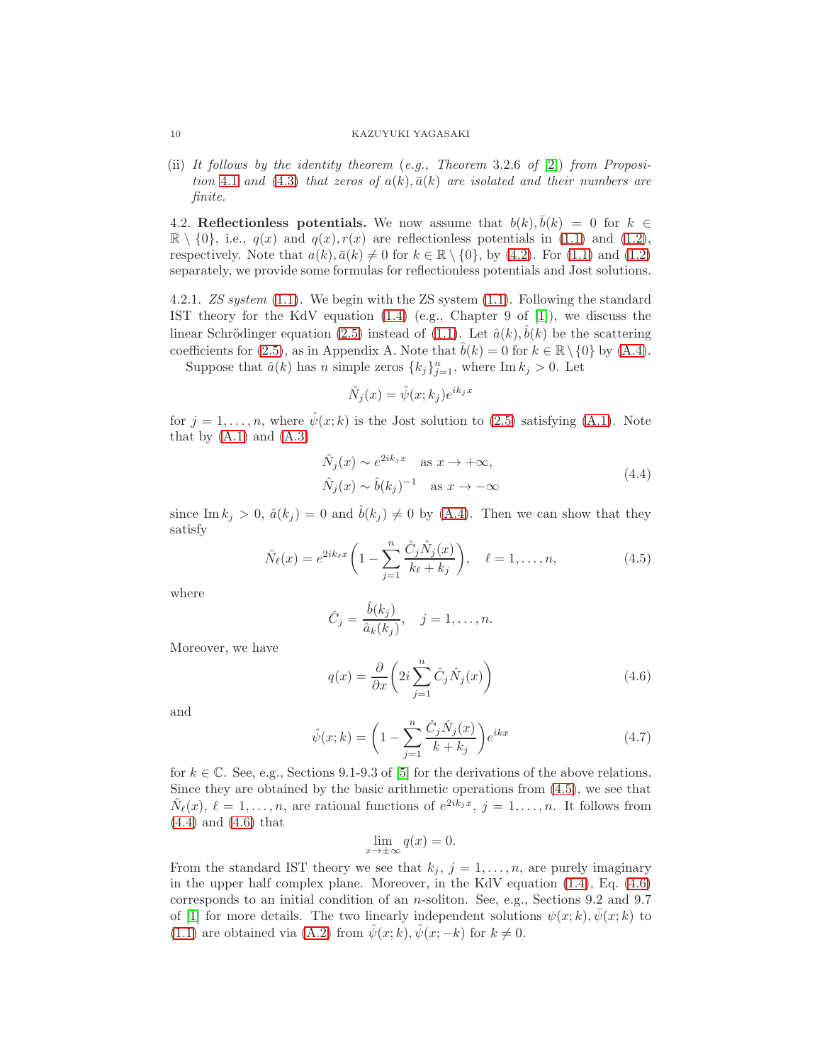(ii) *It follows by the identity theorem (e.g., Theorem 3.2.6 of [2]) from Proposition 4.1 and (4.3) that zeros of $a(k), \bar{a}(k)$ are isolated and their numbers are finite.*

**4.2. Reflectionless potentials.** We now assume that $b(k), \bar{b}(k) = 0$ for $k \in \mathbb{R} \setminus \{0\}$, i.e., $q(x)$ and $q(x), r(x)$ are reflectionless potentials in (1.1) and (1.2), respectively. Note that $a(k), \bar{a}(k) \neq 0$ for $k \in \mathbb{R} \setminus \{0\}$, by (4.2). For (1.1) and (1.2) separately, we provide some formulas for reflectionless potentials and Jost solutions.

4.2.1. *ZS system* (1.1). We begin with the ZS system (1.1). Following the standard IST theory for the KdV equation (1.4) (e.g., Chapter 9 of [1]), we discuss the linear Schrödinger equation (2.5) instead of (1.1). Let $\hat{a}(k), \hat{b}(k)$ be the scattering coefficients for (2.5), as in Appendix A. Note that $\hat{b}(k) = 0$ for $k \in \mathbb{R} \setminus \{0\}$ by (A.4).

Suppose that $\hat{a}(k)$ has $n$ simple zeros $\{k_j\}_{j=1}^n$, where $\operatorname{Im} k_j > 0$. Let

$$\hat{N}_j(x) = \hat{\psi}(x; k_j) e^{ik_j x}$$

for $j = 1, \ldots, n$, where $\hat{\psi}(x; k)$ is the Jost solution to (2.5) satisfying (A.1). Note that by (A.1) and (A.3)

$$\begin{aligned} \hat{N}_j(x) &\sim e^{2ik_j x} \quad \text{as } x \to +\infty, \\ \hat{N}_j(x) &\sim \hat{b}(k_j)^{-1} \quad \text{as } x \to -\infty \end{aligned} \tag{4.4}$$

since $\operatorname{Im} k_j > 0$, $\hat{a}(k_j) = 0$ and $\hat{b}(k_j) \neq 0$ by (A.4). Then we can show that they satisfy

$$\hat{N}_\ell(x) = e^{2ik_\ell x}\left(1 - \sum_{j=1}^n \frac{\hat{C}_j \hat{N}_j(x)}{k_\ell + k_j}\right), \quad \ell = 1, \ldots, n, \tag{4.5}$$

where

$$\hat{C}_j = \frac{\hat{b}(k_j)}{\hat{a}_k(k_j)}, \quad j = 1, \ldots, n.$$

Moreover, we have

$$q(x) = \frac{\partial}{\partial x}\left(2i \sum_{j=1}^n \hat{C}_j \hat{N}_j(x)\right) \tag{4.6}$$

and

$$\hat{\psi}(x; k) = \left(1 - \sum_{j=1}^n \frac{\hat{C}_j \hat{N}_j(x)}{k + k_j}\right) e^{ikx} \tag{4.7}$$

for $k \in \mathbb{C}$. See, e.g., Sections 9.1-9.3 of [5] for the derivations of the above relations. Since they are obtained by the basic arithmetic operations from (4.5), we see that $\hat{N}_\ell(x)$, $\ell = 1, \ldots, n$, are rational functions of $e^{2ik_j x}$, $j = 1, \ldots, n$. It follows from (4.4) and (4.6) that

$$\lim_{x \to \pm\infty} q(x) = 0.$$

From the standard IST theory we see that $k_j$, $j = 1, \ldots, n$, are purely imaginary in the upper half complex plane. Moreover, in the KdV equation (1.4), Eq. (4.6) corresponds to an initial condition of an $n$-soliton. See, e.g., Sections 9.2 and 9.7 of [1] for more details. The two linearly independent solutions $\psi(x; k), \bar{\psi}(x; k)$ to (1.1) are obtained via (A.2) from $\hat{\psi}(x; k), \hat{\psi}(x; -k)$ for $k \neq 0$.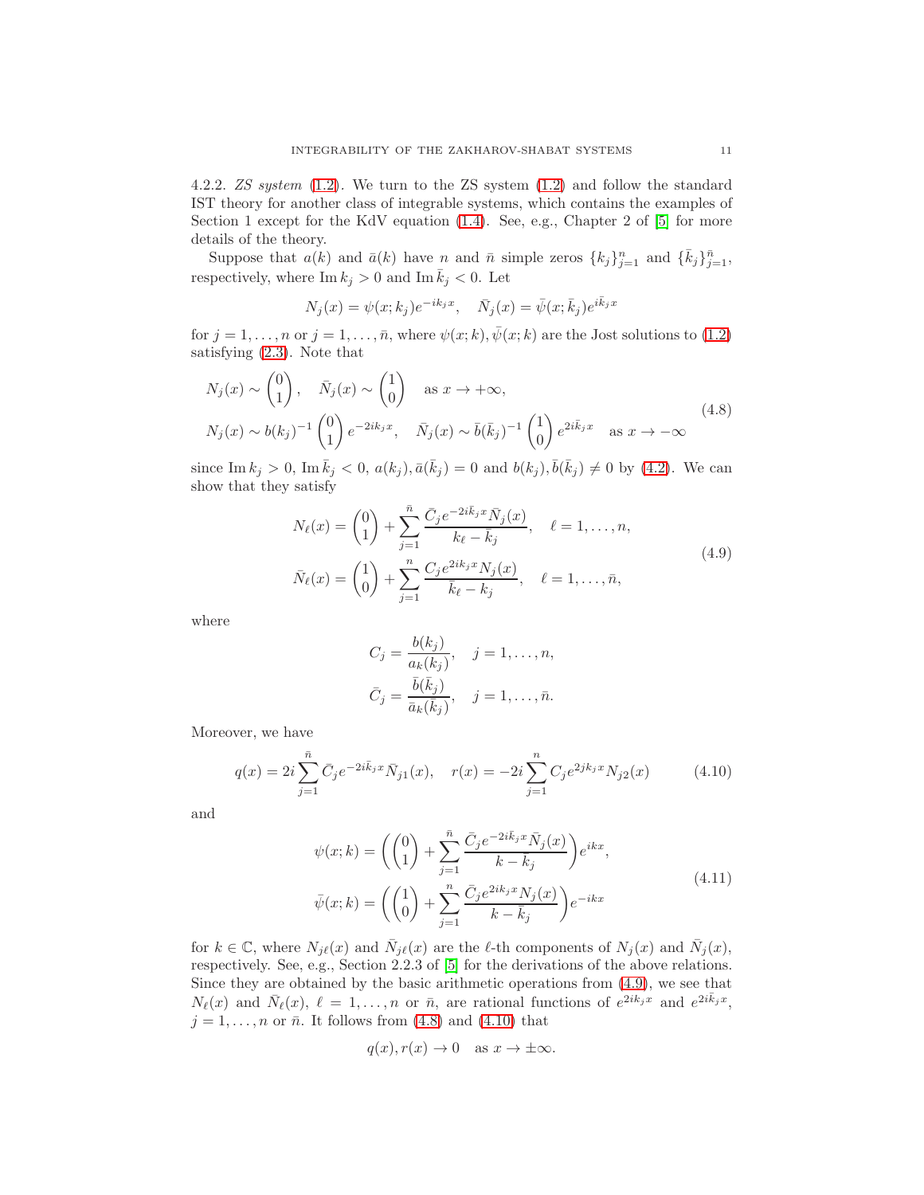4.2.2. *ZS system* (1.2). We turn to the ZS system (1.2) and follow the standard IST theory for another class of integrable systems, which contains the examples of Section 1 except for the KdV equation (1.4). See, e.g., Chapter 2 of [5] for more details of the theory.

Suppose that $a(k)$ and $\bar{a}(k)$ have $n$ and $\bar{n}$ simple zeros $\{k_j\}_{j=1}^n$ and $\{\bar{k}_j\}_{j=1}^{\bar{n}}$, respectively, where $\operatorname{Im} k_j > 0$ and $\operatorname{Im} \bar{k}_j < 0$. Let

$$N_j(x) = \psi(x; k_j)e^{-ik_j x}, \quad \bar{N}_j(x) = \bar{\psi}(x; \bar{k}_j)e^{i\bar{k}_j x}$$

for $j = 1, \ldots, n$ or $j = 1, \ldots, \bar{n}$, where $\psi(x; k), \bar{\psi}(x; k)$ are the Jost solutions to (1.2) satisfying (2.3). Note that

$$\begin{aligned}
&N_j(x) \sim \begin{pmatrix} 0 \\ 1 \end{pmatrix}, \quad \bar{N}_j(x) \sim \begin{pmatrix} 1 \\ 0 \end{pmatrix} \quad \text{as } x \to +\infty, \\
&N_j(x) \sim b(k_j)^{-1} \begin{pmatrix} 0 \\ 1 \end{pmatrix} e^{-2ik_j x}, \quad \bar{N}_j(x) \sim \bar{b}(\bar{k}_j)^{-1} \begin{pmatrix} 1 \\ 0 \end{pmatrix} e^{2i\bar{k}_j x} \quad \text{as } x \to -\infty
\end{aligned} \tag{4.8}$$

since $\operatorname{Im} k_j > 0$, $\operatorname{Im} \bar{k}_j < 0$, $a(k_j), \bar{a}(\bar{k}_j) = 0$ and $b(k_j), \bar{b}(\bar{k}_j) \neq 0$ by (4.2). We can show that they satisfy

$$\begin{aligned}
&N_\ell(x) = \begin{pmatrix} 0 \\ 1 \end{pmatrix} + \sum_{j=1}^{\bar{n}} \frac{\bar{C}_j e^{-2i\bar{k}_j x} \bar{N}_j(x)}{k_\ell - \bar{k}_j}, \quad \ell = 1, \ldots, n, \\
&\bar{N}_\ell(x) = \begin{pmatrix} 1 \\ 0 \end{pmatrix} + \sum_{j=1}^{n} \frac{C_j e^{2ik_j x} N_j(x)}{\bar{k}_\ell - k_j}, \quad \ell = 1, \ldots, \bar{n},
\end{aligned} \tag{4.9}$$

where

$$\begin{aligned}
&C_j = \frac{b(k_j)}{a_k(k_j)}, \quad j = 1, \ldots, n, \\
&\bar{C}_j = \frac{\bar{b}(\bar{k}_j)}{\bar{a}_k(\bar{k}_j)}, \quad j = 1, \ldots, \bar{n}.
\end{aligned}$$

Moreover, we have

$$q(x) = 2i \sum_{j=1}^{\bar{n}} \bar{C}_j e^{-2i\bar{k}_j x} \bar{N}_{j1}(x), \quad r(x) = -2i \sum_{j=1}^{n} C_j e^{2jk_j x} N_{j2}(x) \tag{4.10}$$

and

$$\begin{aligned}
&\psi(x; k) = \left( \begin{pmatrix} 0 \\ 1 \end{pmatrix} + \sum_{j=1}^{\bar{n}} \frac{\bar{C}_j e^{-2i\bar{k}_j x} \bar{N}_j(x)}{k - \bar{k}_j} \right) e^{ikx}, \\
&\bar{\psi}(x; k) = \left( \begin{pmatrix} 1 \\ 0 \end{pmatrix} + \sum_{j=1}^{n} \frac{\bar{C}_j e^{2ik_j x} N_j(x)}{k - \bar{k}_j} \right) e^{-ikx}
\end{aligned} \tag{4.11}$$

for $k \in \mathbb{C}$, where $N_{j\ell}(x)$ and $\bar{N}_{j\ell}(x)$ are the $\ell$-th components of $N_j(x)$ and $\bar{N}_j(x)$, respectively. See, e.g., Section 2.2.3 of [5] for the derivations of the above relations. Since they are obtained by the basic arithmetic operations from (4.9), we see that $N_\ell(x)$ and $\bar{N}_\ell(x)$, $\ell = 1, \ldots, n$ or $\bar{n}$, are rational functions of $e^{2ik_j x}$ and $e^{2i\bar{k}_j x}$, $j = 1, \ldots, n$ or $\bar{n}$. It follows from (4.8) and (4.10) that

$$q(x), r(x) \to 0 \quad \text{as } x \to \pm\infty.$$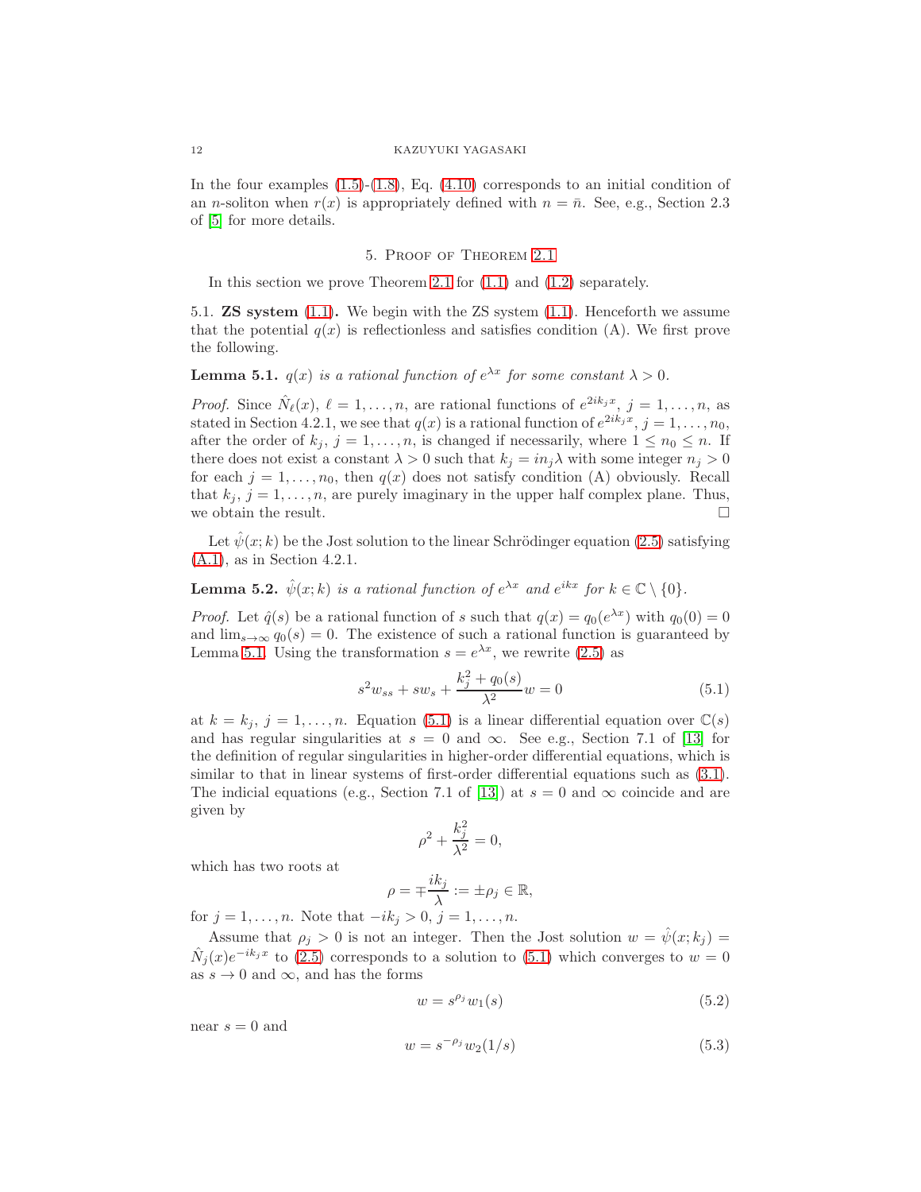In the four examples (1.5)-(1.8), Eq. (4.10) corresponds to an initial condition of an $n$-soliton when $r(x)$ is appropriately defined with $n = \bar{n}$. See, e.g., Section 2.3 of [5] for more details.

## 5. Proof of Theorem 2.1

In this section we prove Theorem 2.1 for (1.1) and (1.2) separately.

### 5.1. ZS system (1.1).

We begin with the ZS system (1.1). Henceforth we assume that the potential $q(x)$ is reflectionless and satisfies condition (A). We first prove the following.

**Lemma 5.1.** *$q(x)$ is a rational function of $e^{\lambda x}$ for some constant $\lambda > 0$.*

*Proof.* Since $\hat{N}_\ell(x)$, $\ell = 1, \ldots, n$, are rational functions of $e^{2ik_j x}$, $j = 1, \ldots, n$, as stated in Section 4.2.1, we see that $q(x)$ is a rational function of $e^{2ik_j x}$, $j = 1, \ldots, n_0$, after the order of $k_j$, $j = 1, \ldots, n$, is changed if necessarily, where $1 \leq n_0 \leq n$. If there does not exist a constant $\lambda > 0$ such that $k_j = in_j\lambda$ with some integer $n_j > 0$ for each $j = 1, \ldots, n_0$, then $q(x)$ does not satisfy condition (A) obviously. Recall that $k_j$, $j = 1, \ldots, n$, are purely imaginary in the upper half complex plane. Thus, we obtain the result. □

Let $\hat{\psi}(x; k)$ be the Jost solution to the linear Schrödinger equation (2.5) satisfying (A.1), as in Section 4.2.1.

**Lemma 5.2.** *$\hat{\psi}(x; k)$ is a rational function of $e^{\lambda x}$ and $e^{ikx}$ for $k \in \mathbb{C} \setminus \{0\}$.*

*Proof.* Let $\hat{q}(s)$ be a rational function of $s$ such that $q(x) = q_0(e^{\lambda x})$ with $q_0(0) = 0$ and $\lim_{s\to\infty} q_0(s) = 0$. The existence of such a rational function is guaranteed by Lemma 5.1. Using the transformation $s = e^{\lambda x}$, we rewrite (2.5) as

$$s^2 w_{ss} + s w_s + \frac{k_j^2 + q_0(s)}{\lambda^2} w = 0 \tag{5.1}$$

at $k = k_j$, $j = 1, \ldots, n$. Equation (5.1) is a linear differential equation over $\mathbb{C}(s)$ and has regular singularities at $s = 0$ and $\infty$. See e.g., Section 7.1 of [13] for the definition of regular singularities in higher-order differential equations, which is similar to that in linear systems of first-order differential equations such as (3.1). The indicial equations (e.g., Section 7.1 of [13]) at $s = 0$ and $\infty$ coincide and are given by

$$\rho^2 + \frac{k_j^2}{\lambda^2} = 0,$$

which has two roots at

$$\rho = \mp \frac{ik_j}{\lambda} := \pm \rho_j \in \mathbb{R},$$

for $j = 1, \ldots, n$. Note that $-ik_j > 0$, $j = 1, \ldots, n$.

Assume that $\rho_j > 0$ is not an integer. Then the Jost solution $w = \hat{\psi}(x; k_j) = \hat{N}_j(x) e^{-ik_j x}$ to (2.5) corresponds to a solution to (5.1) which converges to $w = 0$ as $s \to 0$ and $\infty$, and has the forms

$$w = s^{\rho_j} w_1(s) \tag{5.2}$$

near $s = 0$ and

$$w = s^{-\rho_j} w_2(1/s) \tag{5.3}$$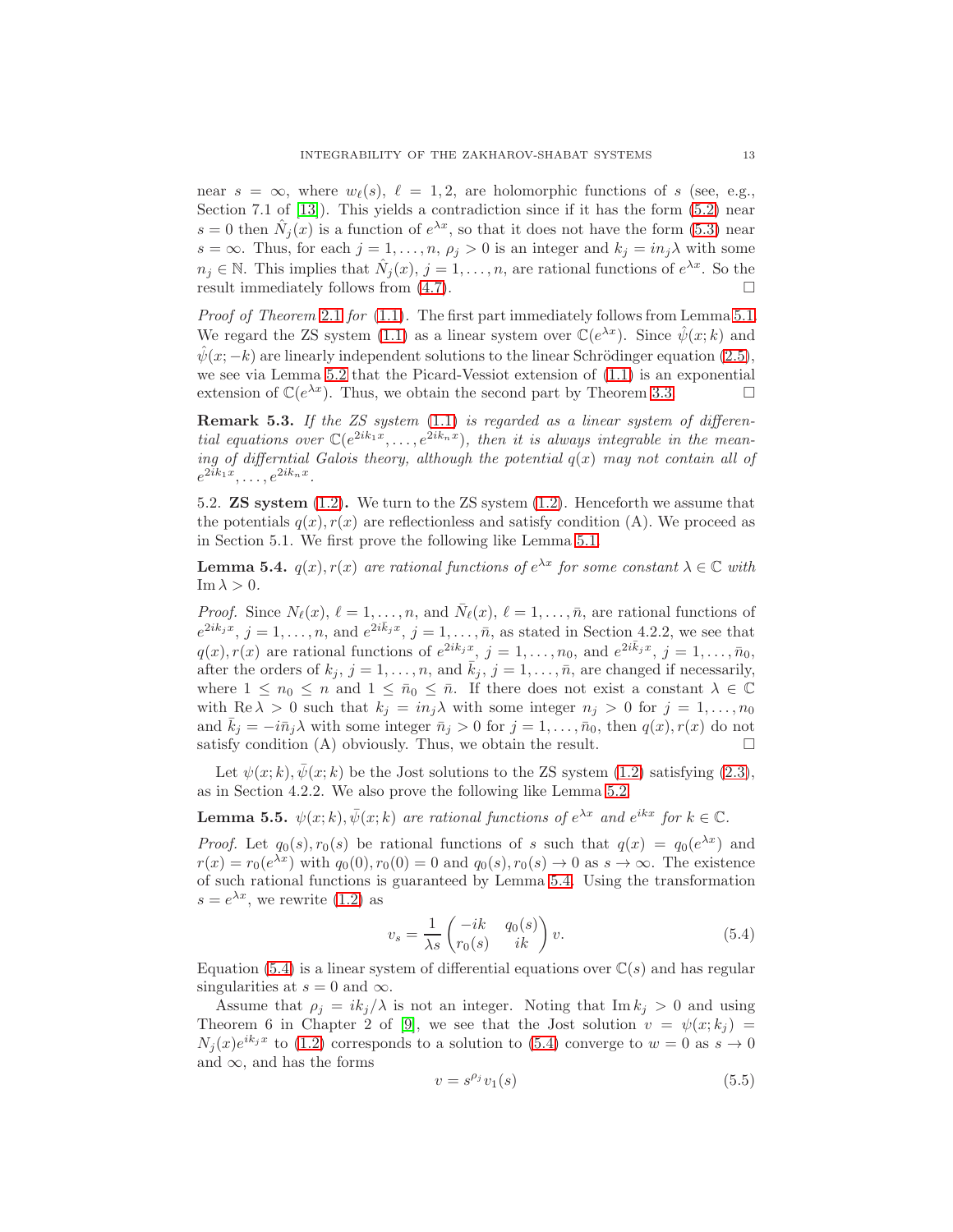near $s = \infty$, where $w_\ell(s)$, $\ell = 1, 2$, are holomorphic functions of $s$ (see, e.g., Section 7.1 of [13]). This yields a contradiction since if it has the form (5.2) near $s = 0$ then $\hat{N}_j(x)$ is a function of $e^{\lambda x}$, so that it does not have the form (5.3) near $s = \infty$. Thus, for each $j = 1, \ldots, n$, $\rho_j > 0$ is an integer and $k_j = in_j\lambda$ with some $n_j \in \mathbb{N}$. This implies that $\hat{N}_j(x)$, $j = 1, \ldots, n$, are rational functions of $e^{\lambda x}$. So the result immediately follows from (4.7). $\square$

*Proof of Theorem* 2.1 *for* (1.1). The first part immediately follows from Lemma 5.1. We regard the ZS system (1.1) as a linear system over $\mathbb{C}(e^{\lambda x})$. Since $\hat{\psi}(x; k)$ and $\hat{\psi}(x; -k)$ are linearly independent solutions to the linear Schrödinger equation (2.5), we see via Lemma 5.2 that the Picard-Vessiot extension of (1.1) is an exponential extension of $\mathbb{C}(e^{\lambda x})$. Thus, we obtain the second part by Theorem 3.3. $\square$

**Remark 5.3.** *If the ZS system* (1.1) *is regarded as a linear system of differential equations over* $\mathbb{C}(e^{2ik_1 x}, \ldots, e^{2ik_n x})$*, then it is always integrable in the meaning of differntial Galois theory, although the potential* $q(x)$ *may not contain all of* $e^{2ik_1 x}, \ldots, e^{2ik_n x}$.

5.2. **ZS system (1.2).** We turn to the ZS system (1.2). Henceforth we assume that the potentials $q(x), r(x)$ are reflectionless and satisfy condition (A). We proceed as in Section 5.1. We first prove the following like Lemma 5.1.

**Lemma 5.4.** $q(x), r(x)$ *are rational functions of* $e^{\lambda x}$ *for some constant* $\lambda \in \mathbb{C}$ *with* $\operatorname{Im} \lambda > 0$.

*Proof.* Since $N_\ell(x)$, $\ell = 1, \ldots, n$, and $\bar{N}_\ell(x)$, $\ell = 1, \ldots, \bar{n}$, are rational functions of $e^{2ik_j x}$, $j = 1, \ldots, n$, and $e^{2i\bar{k}_j x}$, $j = 1, \ldots, \bar{n}$, as stated in Section 4.2.2, we see that $q(x), r(x)$ are rational functions of $e^{2ik_j x}$, $j = 1, \ldots, n_0$, and $e^{2i\bar{k}_j x}$, $j = 1, \ldots, \bar{n}_0$, after the orders of $k_j$, $j = 1, \ldots, n$, and $\bar{k}_j$, $j = 1, \ldots, \bar{n}$, are changed if necessarily, where $1 \le n_0 \le n$ and $1 \le \bar{n}_0 \le \bar{n}$. If there does not exist a constant $\lambda \in \mathbb{C}$ with $\operatorname{Re} \lambda > 0$ such that $k_j = in_j\lambda$ with some integer $n_j > 0$ for $j = 1, \ldots, n_0$ and $\bar{k}_j = -i\bar{n}_j\lambda$ with some integer $\bar{n}_j > 0$ for $j = 1, \ldots, \bar{n}_0$, then $q(x), r(x)$ do not satisfy condition (A) obviously. Thus, we obtain the result. $\square$

Let $\psi(x; k), \bar{\psi}(x; k)$ be the Jost solutions to the ZS system (1.2) satisfying (2.3), as in Section 4.2.2. We also prove the following like Lemma 5.2.

**Lemma 5.5.** $\psi(x; k), \bar{\psi}(x; k)$ *are rational functions of* $e^{\lambda x}$ *and* $e^{ikx}$ *for* $k \in \mathbb{C}$.

*Proof.* Let $q_0(s), r_0(s)$ be rational functions of $s$ such that $q(x) = q_0(e^{\lambda x})$ and $r(x) = r_0(e^{\lambda x})$ with $q_0(0), r_0(0) = 0$ and $q_0(s), r_0(s) \to 0$ as $s \to \infty$. The existence of such rational functions is guaranteed by Lemma 5.4. Using the transformation $s = e^{\lambda x}$, we rewrite (1.2) as

$$v_s = \frac{1}{\lambda s} \begin{pmatrix} -ik & q_0(s) \\ r_0(s) & ik \end{pmatrix} v. \tag{5.4}$$

Equation (5.4) is a linear system of differential equations over $\mathbb{C}(s)$ and has regular singularities at $s = 0$ and $\infty$.

Assume that $\rho_j = ik_j/\lambda$ is not an integer. Noting that $\operatorname{Im} k_j > 0$ and using Theorem 6 in Chapter 2 of [9], we see that the Jost solution $v = \psi(x; k_j) = N_j(x)e^{ik_j x}$ to (1.2) corresponds to a solution to (5.4) converge to $w = 0$ as $s \to 0$ and $\infty$, and has the forms

$$v = s^{\rho_j} v_1(s) \tag{5.5}$$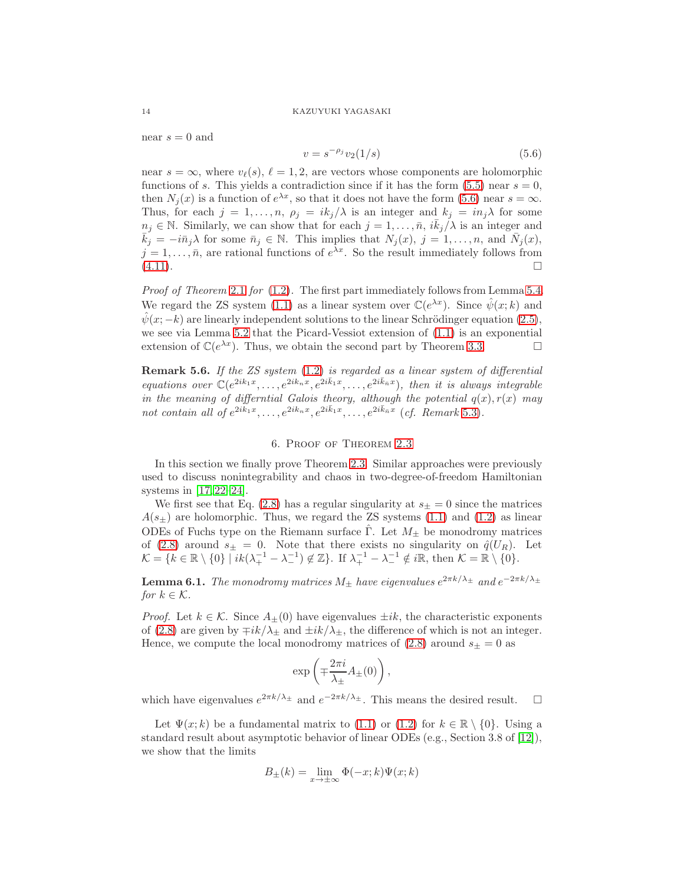near $s = 0$ and

$$v = s^{-\rho_j} v_2(1/s) \tag{5.6}$$

near $s = \infty$, where $v_\ell(s)$, $\ell = 1, 2$, are vectors whose components are holomorphic functions of $s$. This yields a contradiction since if it has the form (5.5) near $s = 0$, then $N_j(x)$ is a function of $e^{\lambda x}$, so that it does not have the form (5.6) near $s = \infty$. Thus, for each $j = 1, \dots, n$, $\rho_j = ik_j/\lambda$ is an integer and $k_j = in_j\lambda$ for some $n_j \in \mathbb{N}$. Similarly, we can show that for each $j = 1, \dots, \bar{n}$, $i\bar{k}_j/\lambda$ is an integer and $\bar{k}_j = -i\bar{n}_j\lambda$ for some $\bar{n}_j \in \mathbb{N}$. This implies that $N_j(x)$, $j = 1, \dots, n$, and $\bar{N}_j(x)$, $j = 1, \dots, \bar{n}$, are rational functions of $e^{\lambda x}$. So the result immediately follows from (4.11). $\square$

*Proof of Theorem 2.1 for (1.2).* The first part immediately follows from Lemma 5.4. We regard the ZS system (1.1) as a linear system over $\mathbb{C}(e^{\lambda x})$. Since $\hat{\psi}(x;k)$ and $\hat{\psi}(x;-k)$ are linearly independent solutions to the linear Schrödinger equation (2.5), we see via Lemma 5.2 that the Picard-Vessiot extension of (1.1) is an exponential extension of $\mathbb{C}(e^{\lambda x})$. Thus, we obtain the second part by Theorem 3.3. $\square$

**Remark 5.6.** *If the ZS system (1.2) is regarded as a linear system of differential equations over $\mathbb{C}(e^{2ik_1x}, \dots, e^{2ik_nx}, e^{2i\bar{k}_1x}, \dots, e^{2i\bar{k}_{\bar{n}}x})$, then it is always integrable in the meaning of differntial Galois theory, although the potential $q(x), r(x)$ may not contain all of $e^{2ik_1x}, \dots, e^{2ik_nx}, e^{2i\bar{k}_1x}, \dots, e^{2i\bar{k}_{\bar{n}}x}$ (cf. Remark 5.3).*

## 6. Proof of Theorem 2.3

In this section we finally prove Theorem 2.3. Similar approaches were previously used to discuss nonintegrability and chaos in two-degree-of-freedom Hamiltonian systems in [17, 22–24].

We first see that Eq. (2.8) has a regular singularity at $s_\pm = 0$ since the matrices $A(s_\pm)$ are holomorphic. Thus, we regard the ZS systems (1.1) and (1.2) as linear ODEs of Fuchs type on the Riemann surface $\hat{\Gamma}$. Let $M_\pm$ be monodromy matrices of (2.8) around $s_\pm = 0$. Note that there exists no singularity on $\hat{q}(U_R)$. Let $\mathcal{K} = \{k \in \mathbb{R} \setminus \{0\} \mid ik(\lambda_+^{-1} - \lambda_-^{-1}) \notin \mathbb{Z}\}$. If $\lambda_+^{-1} - \lambda_-^{-1} \notin i\mathbb{R}$, then $\mathcal{K} = \mathbb{R} \setminus \{0\}$.

**Lemma 6.1.** *The monodromy matrices $M_\pm$ have eigenvalues $e^{2\pi k/\lambda_\pm}$ and $e^{-2\pi k/\lambda_\pm}$ for $k \in \mathcal{K}$.*

*Proof.* Let $k \in \mathcal{K}$. Since $A_\pm(0)$ have eigenvalues $\pm ik$, the characteristic exponents of (2.8) are given by $\mp ik/\lambda_\pm$ and $\pm ik/\lambda_\pm$, the difference of which is not an integer. Hence, we compute the local monodromy matrices of (2.8) around $s_\pm = 0$ as

$$\exp\left(\mp \frac{2\pi i}{\lambda_\pm} A_\pm(0)\right),$$

which have eigenvalues $e^{2\pi k/\lambda_\pm}$ and $e^{-2\pi k/\lambda_\pm}$. This means the desired result. $\square$

Let $\Psi(x;k)$ be a fundamental matrix to (1.1) or (1.2) for $k \in \mathbb{R} \setminus \{0\}$. Using a standard result about asymptotic behavior of linear ODEs (e.g., Section 3.8 of [12]), we show that the limits

$$B_\pm(k) = \lim_{x \to \pm\infty} \Phi(-x;k)\Psi(x;k)$$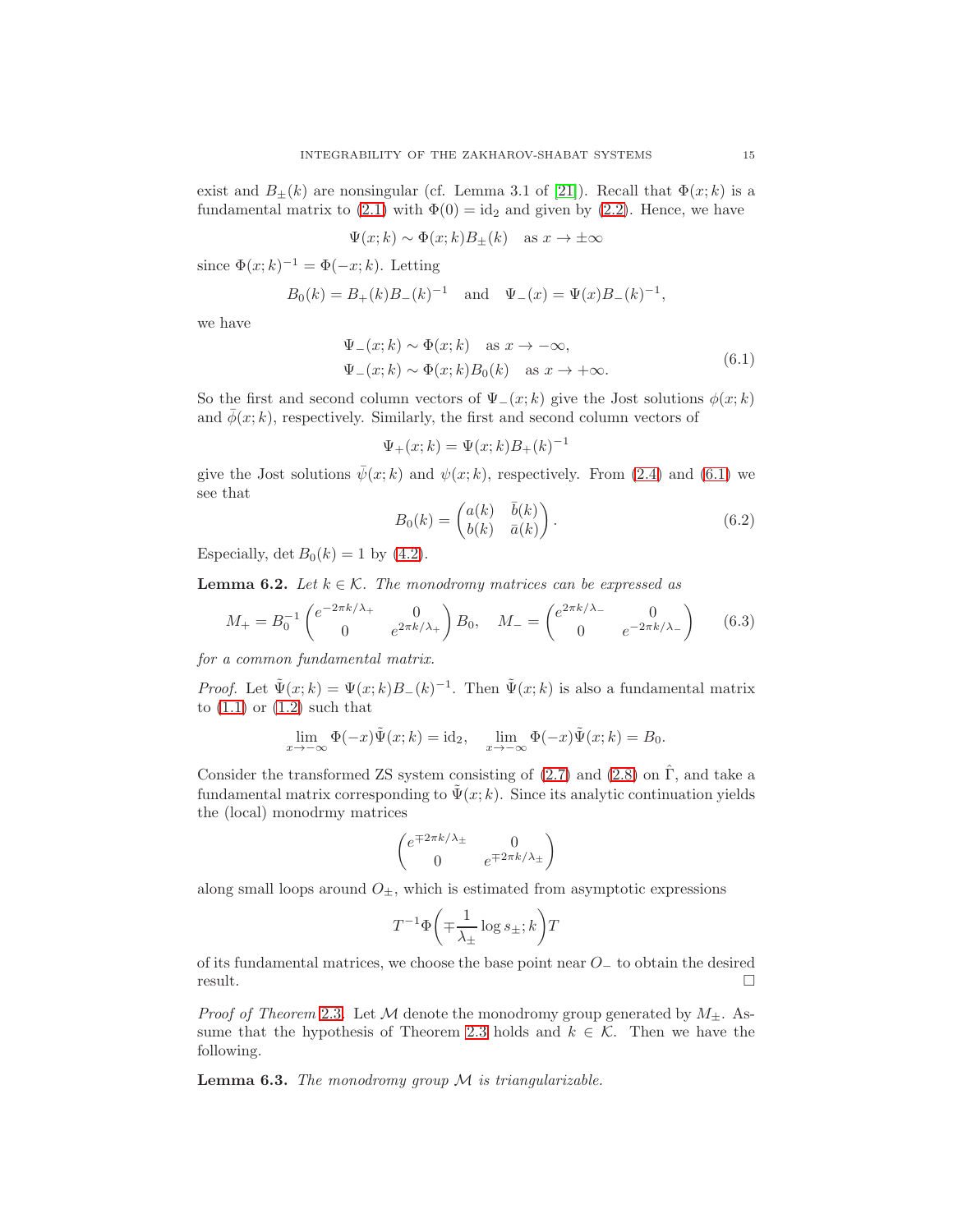exist and $B_\pm(k)$ are nonsingular (cf. Lemma 3.1 of [21]). Recall that $\Phi(x;k)$ is a fundamental matrix to (2.1) with $\Phi(0) = \mathrm{id}_2$ and given by (2.2). Hence, we have

$$\Psi(x;k) \sim \Phi(x;k) B_\pm(k) \quad \text{as } x \to \pm\infty$$

since $\Phi(x;k)^{-1} = \Phi(-x;k)$. Letting

$$B_0(k) = B_+(k) B_-(k)^{-1} \quad \text{and} \quad \Psi_-(x) = \Psi(x) B_-(k)^{-1},$$

we have

$$\begin{aligned} &\Psi_-(x;k) \sim \Phi(x;k) \quad \text{as } x \to -\infty, \\ &\Psi_-(x;k) \sim \Phi(x;k) B_0(k) \quad \text{as } x \to +\infty. \end{aligned} \tag{6.1}$$

So the first and second column vectors of $\Psi_-(x;k)$ give the Jost solutions $\phi(x;k)$ and $\bar\phi(x;k)$, respectively. Similarly, the first and second column vectors of

$$\Psi_+(x;k) = \Psi(x;k) B_+(k)^{-1}$$

give the Jost solutions $\bar\psi(x;k)$ and $\psi(x;k)$, respectively. From (2.4) and (6.1) we see that

$$B_0(k) = \begin{pmatrix} a(k) & \bar b(k) \\ b(k) & \bar a(k) \end{pmatrix}. \tag{6.2}$$

Especially, $\det B_0(k) = 1$ by (4.2).

**Lemma 6.2.** *Let $k \in \mathcal{K}$. The monodromy matrices can be expressed as*

$$M_+ = B_0^{-1} \begin{pmatrix} e^{-2\pi k/\lambda_+} & 0 \\ 0 & e^{2\pi k/\lambda_+} \end{pmatrix} B_0, \quad M_- = \begin{pmatrix} e^{2\pi k/\lambda_-} & 0 \\ 0 & e^{-2\pi k/\lambda_-} \end{pmatrix} \tag{6.3}$$

*for a common fundamental matrix.*

*Proof.* Let $\tilde\Psi(x;k) = \Psi(x;k) B_-(k)^{-1}$. Then $\tilde\Psi(x;k)$ is also a fundamental matrix to (1.1) or (1.2) such that

$$\lim_{x\to-\infty} \Phi(-x)\tilde\Psi(x;k) = \mathrm{id}_2, \quad \lim_{x\to-\infty} \Phi(-x)\tilde\Psi(x;k) = B_0.$$

Consider the transformed ZS system consisting of (2.7) and (2.8) on $\hat\Gamma$, and take a fundamental matrix corresponding to $\tilde\Psi(x;k)$. Since its analytic continuation yields the (local) monodrmy matrices

$$\begin{pmatrix} e^{\mp 2\pi k/\lambda_\pm} & 0 \\ 0 & e^{\mp 2\pi k/\lambda_\pm} \end{pmatrix}$$

along small loops around $O_\pm$, which is estimated from asymptotic expressions

$$T^{-1} \Phi\biggl(\mp \frac{1}{\lambda_\pm} \log s_\pm; k\biggr) T$$

of its fundamental matrices, we choose the base point near $O_-$ to obtain the desired result. $\square$

*Proof of Theorem 2.3.* Let $\mathcal{M}$ denote the monodromy group generated by $M_\pm$. Assume that the hypothesis of Theorem 2.3 holds and $k \in \mathcal{K}$. Then we have the following.

**Lemma 6.3.** *The monodromy group $\mathcal{M}$ is triangularizable.*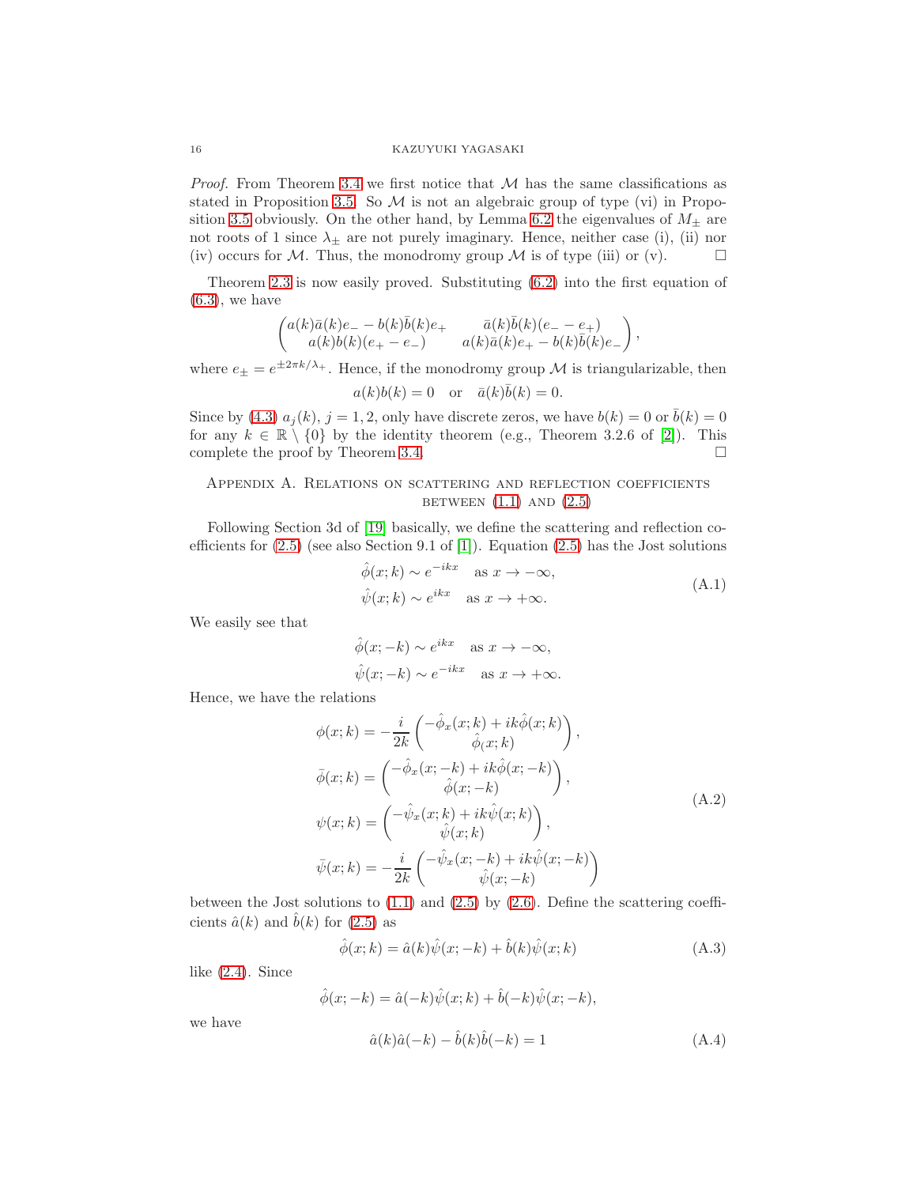*Proof.* From Theorem 3.4 we first notice that $\mathcal{M}$ has the same classifications as stated in Proposition 3.5. So $\mathcal{M}$ is not an algebraic group of type (vi) in Proposition 3.5 obviously. On the other hand, by Lemma 6.2 the eigenvalues of $M_\pm$ are not roots of 1 since $\lambda_\pm$ are not purely imaginary. Hence, neither case (i), (ii) nor (iv) occurs for $\mathcal{M}$. Thus, the monodromy group $\mathcal{M}$ is of type (iii) or (v). □

Theorem 2.3 is now easily proved. Substituting (6.2) into the first equation of (6.3), we have

$$\begin{pmatrix} a(k)\bar{a}(k)e_- - b(k)\bar{b}(k)e_+ & \bar{a}(k)\bar{b}(k)(e_- - e_+) \\ a(k)b(k)(e_+ - e_-) & a(k)\bar{a}(k)e_+ - b(k)\bar{b}(k)e_- \end{pmatrix},$$

where $e_\pm = e^{\pm 2\pi k/\lambda_+}$. Hence, if the monodromy group $\mathcal{M}$ is triangularizable, then

$$a(k)b(k) = 0 \quad \text{or} \quad \bar{a}(k)\bar{b}(k) = 0.$$

Since by (4.3) $a_j(k)$, $j = 1, 2$, only have discrete zeros, we have $b(k) = 0$ or $\bar{b}(k) = 0$ for any $k \in \mathbb{R} \setminus \{0\}$ by the identity theorem (e.g., Theorem 3.2.6 of [2]). This complete the proof by Theorem 3.4. □

## Appendix A. Relations on scattering and reflection coefficients between (1.1) and (2.5)

Following Section 3d of [19] basically, we define the scattering and reflection coefficients for (2.5) (see also Section 9.1 of [1]). Equation (2.5) has the Jost solutions

$$\begin{aligned} \hat{\phi}(x;k) &\sim e^{-ikx} \quad \text{as } x \to -\infty, \\ \hat{\psi}(x;k) &\sim e^{ikx} \quad \text{as } x \to +\infty. \end{aligned} \tag{A.1}$$

We easily see that

$$\begin{aligned} \hat{\phi}(x;-k) &\sim e^{ikx} \quad \text{as } x \to -\infty, \\ \hat{\psi}(x;-k) &\sim e^{-ikx} \quad \text{as } x \to +\infty. \end{aligned}$$

Hence, we have the relations

$$\begin{aligned} \phi(x;k) &= -\frac{i}{2k}\begin{pmatrix} -\hat{\phi}_x(x;k) + ik\hat{\phi}(x;k) \\ \hat{\phi}_(x;k) \end{pmatrix}, \\ \bar{\phi}(x;k) &= \begin{pmatrix} -\hat{\phi}_x(x;-k) + ik\hat{\phi}(x;-k) \\ \hat{\phi}(x;-k) \end{pmatrix}, \\ \psi(x;k) &= \begin{pmatrix} -\hat{\psi}_x(x;k) + ik\hat{\psi}(x;k) \\ \hat{\psi}(x;k) \end{pmatrix}, \\ \bar{\psi}(x;k) &= -\frac{i}{2k}\begin{pmatrix} -\hat{\psi}_x(x;-k) + ik\hat{\psi}(x;-k) \\ \hat{\psi}(x;-k) \end{pmatrix} \end{aligned} \tag{A.2}$$

between the Jost solutions to (1.1) and (2.5) by (2.6). Define the scattering coefficients $\hat{a}(k)$ and $\hat{b}(k)$ for (2.5) as

$$\hat{\phi}(x;k) = \hat{a}(k)\hat{\psi}(x;-k) + \hat{b}(k)\hat{\psi}(x;k) \tag{A.3}$$

like (2.4). Since

$$\hat{\phi}(x;-k) = \hat{a}(-k)\hat{\psi}(x;k) + \hat{b}(-k)\hat{\psi}(x;-k),$$

we have

$$\hat{a}(k)\hat{a}(-k) - \hat{b}(k)\hat{b}(-k) = 1 \tag{A.4}$$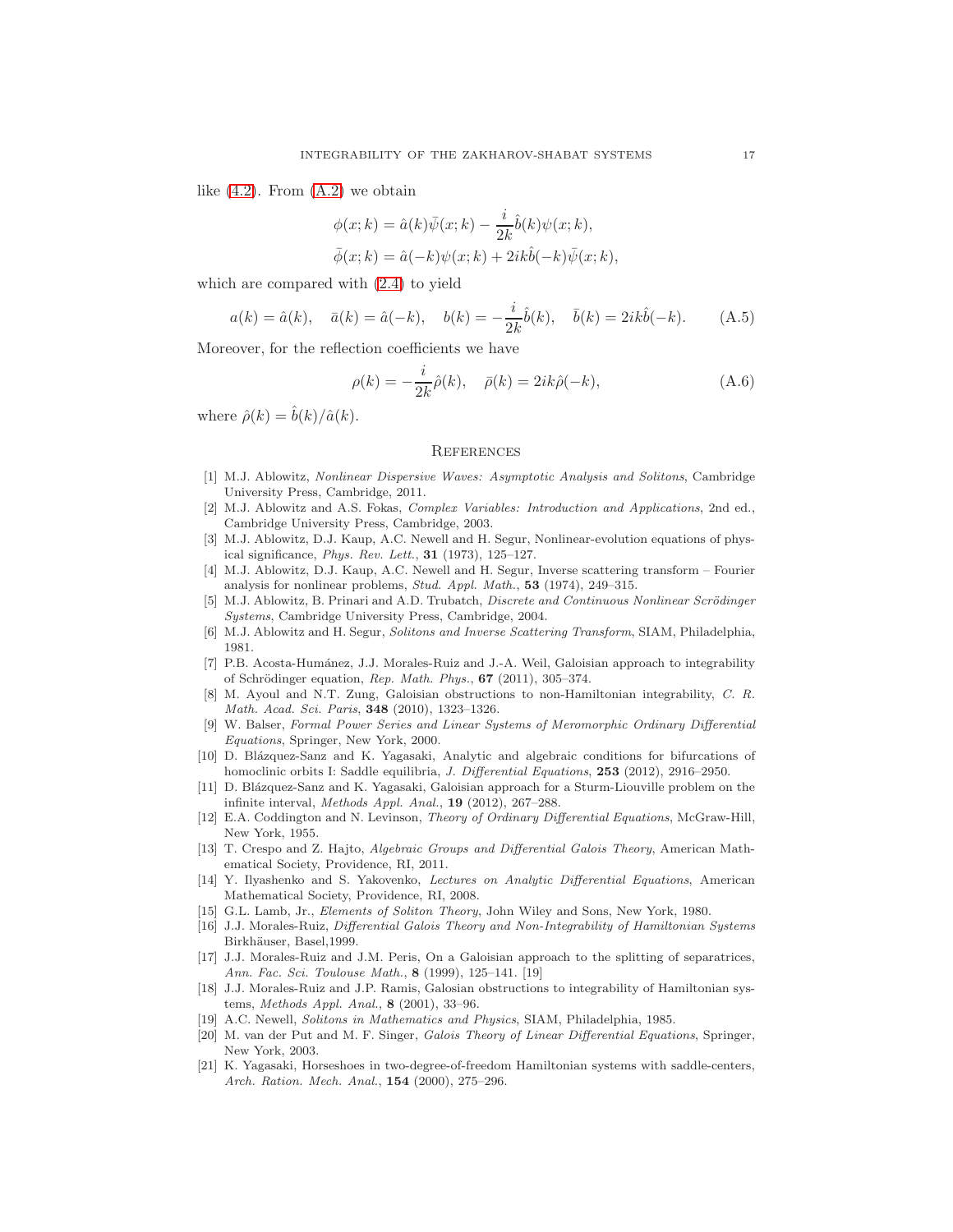like (4.2). From (A.2) we obtain

$$
\begin{aligned}
\phi(x;k) &= \hat{a}(k)\bar{\psi}(x;k) - \frac{i}{2k}\hat{b}(k)\psi(x;k),\\
\bar{\phi}(x;k) &= \hat{a}(-k)\psi(x;k) + 2ik\hat{b}(-k)\bar{\psi}(x;k),
\end{aligned}
$$

which are compared with (2.4) to yield

$$
a(k) = \hat{a}(k), \quad \bar{a}(k) = \hat{a}(-k), \quad b(k) = -\frac{i}{2k}\hat{b}(k), \quad \bar{b}(k) = 2ik\hat{b}(-k). \tag{A.5}
$$

Moreover, for the reflection coefficients we have

$$
\rho(k) = -\frac{i}{2k}\hat{\rho}(k), \quad \bar{\rho}(k) = 2ik\hat{\rho}(-k), \tag{A.6}
$$

where $\hat{\rho}(k) = \hat{b}(k)/\hat{a}(k)$.

## References

[1] M.J. Ablowitz, *Nonlinear Dispersive Waves: Asymptotic Analysis and Solitons*, Cambridge University Press, Cambridge, 2011.

[2] M.J. Ablowitz and A.S. Fokas, *Complex Variables: Introduction and Applications*, 2nd ed., Cambridge University Press, Cambridge, 2003.

[3] M.J. Ablowitz, D.J. Kaup, A.C. Newell and H. Segur, Nonlinear-evolution equations of physical significance, *Phys. Rev. Lett.*, **31** (1973), 125–127.

[4] M.J. Ablowitz, D.J. Kaup, A.C. Newell and H. Segur, Inverse scattering transform – Fourier analysis for nonlinear problems, *Stud. Appl. Math.*, **53** (1974), 249–315.

[5] M.J. Ablowitz, B. Prinari and A.D. Trubatch, *Discrete and Continuous Nonlinear Scrödinger Systems*, Cambridge University Press, Cambridge, 2004.

[6] M.J. Ablowitz and H. Segur, *Solitons and Inverse Scattering Transform*, SIAM, Philadelphia, 1981.

[7] P.B. Acosta-Humánez, J.J. Morales-Ruiz and J.-A. Weil, Galoisian approach to integrability of Schrödinger equation, *Rep. Math. Phys.*, **67** (2011), 305–374.

[8] M. Ayoul and N.T. Zung, Galoisian obstructions to non-Hamiltonian integrability, *C. R. Math. Acad. Sci. Paris*, **348** (2010), 1323–1326.

[9] W. Balser, *Formal Power Series and Linear Systems of Meromorphic Ordinary Differential Equations*, Springer, New York, 2000.

[10] D. Blázquez-Sanz and K. Yagasaki, Analytic and algebraic conditions for bifurcations of homoclinic orbits I: Saddle equilibria, *J. Differential Equations*, **253** (2012), 2916–2950.

[11] D. Blázquez-Sanz and K. Yagasaki, Galoisian approach for a Sturm-Liouville problem on the infinite interval, *Methods Appl. Anal.*, **19** (2012), 267–288.

[12] E.A. Coddington and N. Levinson, *Theory of Ordinary Differential Equations*, McGraw-Hill, New York, 1955.

[13] T. Crespo and Z. Hajto, *Algebraic Groups and Differential Galois Theory*, American Mathematical Society, Providence, RI, 2011.

[14] Y. Ilyashenko and S. Yakovenko, *Lectures on Analytic Differential Equations*, American Mathematical Society, Providence, RI, 2008.

[15] G.L. Lamb, Jr., *Elements of Soliton Theory*, John Wiley and Sons, New York, 1980.

[16] J.J. Morales-Ruiz, *Differential Galois Theory and Non-Integrability of Hamiltonian Systems* Birkhäuser, Basel,1999.

[17] J.J. Morales-Ruiz and J.M. Peris, On a Galoisian approach to the splitting of separatrices, *Ann. Fac. Sci. Toulouse Math.*, **8** (1999), 125–141. [19]

[18] J.J. Morales-Ruiz and J.P. Ramis, Galosian obstructions to integrability of Hamiltonian systems, *Methods Appl. Anal.*, **8** (2001), 33–96.

[19] A.C. Newell, *Solitons in Mathematics and Physics*, SIAM, Philadelphia, 1985.

[20] M. van der Put and M. F. Singer, *Galois Theory of Linear Differential Equations*, Springer, New York, 2003.

[21] K. Yagasaki, Horseshoes in two-degree-of-freedom Hamiltonian systems with saddle-centers, *Arch. Ration. Mech. Anal.*, **154** (2000), 275–296.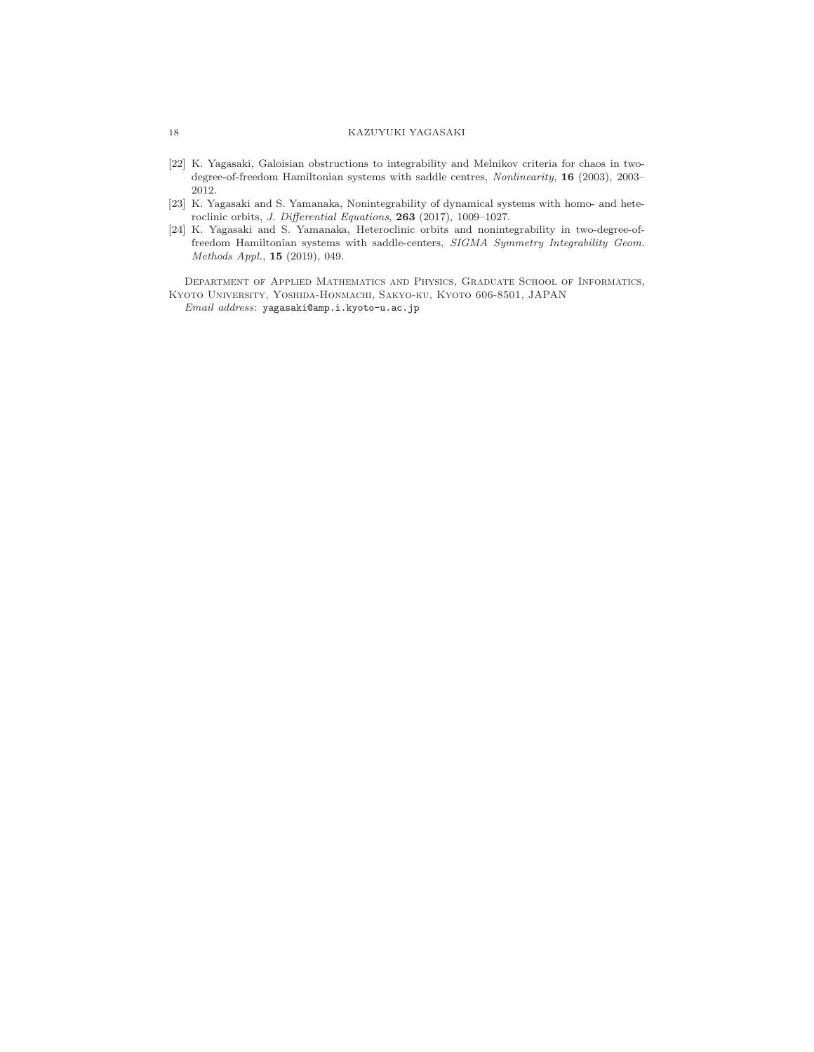[22] K. Yagasaki, Galoisian obstructions to integrability and Melnikov criteria for chaos in two-degree-of-freedom Hamiltonian systems with saddle centres, *Nonlinearity*, **16** (2003), 2003–2012.

[23] K. Yagasaki and S. Yamanaka, Nonintegrability of dynamical systems with homo- and heteroclinic orbits, *J. Differential Equations*, **263** (2017), 1009–1027.

[24] K. Yagasaki and S. Yamanaka, Heteroclinic orbits and nonintegrability in two-degree-of-freedom Hamiltonian systems with saddle-centers, *SIGMA Symmetry Integrability Geom. Methods Appl.*, **15** (2019), 049.

Department of Applied Mathematics and Physics, Graduate School of Informatics, Kyoto University, Yoshida-Honmachi, Sakyo-ku, Kyoto 606-8501, JAPAN

*Email address*: `yagasaki@amp.i.kyoto-u.ac.jp`